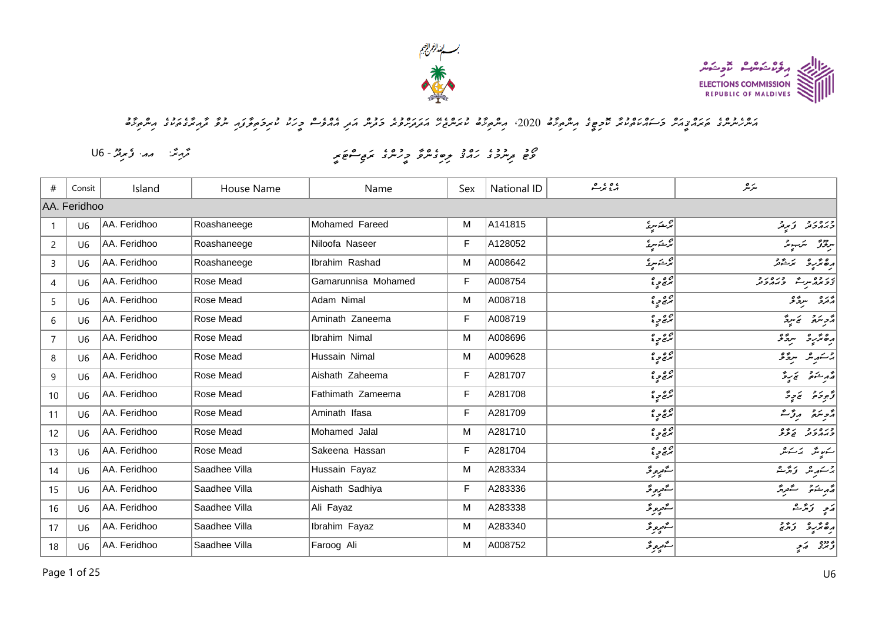ބިސްމިލްލާހިއްރަޙްމާނިއްރަޙީމް

ELECTIONS COMMISSION
REPUBLIC OF MALDIVES

# އަންހެނުންގެ ތަރައްޤީއަށް މަސައްކަތްކުރާ ކޮމިޓީގެ އިންތިޚާބު 2020، އިންތިޚާބުގެ ކުރިއަށްޓަކައި އަދަދުކުރުމަށް މަގުން ޢާއްމުކޮށް ބާއްވާ ފަރާތްތަކުގެ ލިސްޓު

ދާއިރާ: އއ. ފެރިދޫ - U6

ވޯޓު ދިނުމުގެ ހައްޤު ލިބިގެންވާ މީހުންގެ ނަމުގެ ލިސްޓު

| # | Consit | Island | House Name | Name | Sex | National ID | ގެއުގެ ނަން | ނަން |
|---|---|---|---|---|---|---|---|---|
| AA. Feridhoo | | | | | | | | |
| 1 | U6 | AA. Feridhoo | Roashaneege | Mohamed Fareed | M | A141815 | ރޮޝަނީގެ | މުހައްމަދު ފަރީދު |
| 2 | U6 | AA. Feridhoo | Roashaneege | Niloofa Naseer | F | A128052 | ރޮޝަނީގެ | ނިލޫފާ ނަސީރު |
| 3 | U6 | AA. Feridhoo | Roashaneege | Ibrahim Rashad | M | A008642 | ރޮޝަނީގެ | އިބްރާހީމް ރަޝާދު |
| 4 | U6 | AA. Feridhoo | Rose Mead | Gamarunnisa Mohamed | F | A008754 | ރޯޒްމީޑް | ގަމަރުންނިސާ މުހައްމަދު |
| 5 | U6 | AA. Feridhoo | Rose Mead | Adam Nimal | M | A008718 | ރޯޒްމީޑް | އާދަމް ނިމާލް |
| 6 | U6 | AA. Feridhoo | Rose Mead | Aminath Zaneema | F | A008719 | ރޯޒްމީޑް | އާމިނަތު ޒަނީމާ |
| 7 | U6 | AA. Feridhoo | Rose Mead | Ibrahim Nimal | M | A008696 | ރޯޒްމީޑް | އިބްރާހީމް ނިމާލް |
| 8 | U6 | AA. Feridhoo | Rose Mead | Hussain Nimal | M | A009628 | ރޯޒްމީޑް | ހުސައިން ނިމާލް |
| 9 | U6 | AA. Feridhoo | Rose Mead | Aishath Zaheema | F | A281707 | ރޯޒްމީޑް | އާއިޝަތު ޒަހީމާ |
| 10 | U6 | AA. Feridhoo | Rose Mead | Fathimath Zameema | F | A281708 | ރޯޒްމީޑް | ފާތިމަތު ޒަމީމާ |
| 11 | U6 | AA. Feridhoo | Rose Mead | Aminath Ifasa | F | A281709 | ރޯޒްމީޑް | އާމިނަތު އިފާސާ |
| 12 | U6 | AA. Feridhoo | Rose Mead | Mohamed Jalal | M | A281710 | ރޯޒްމީޑް | މުހައްމަދު ޖަލާލް |
| 13 | U6 | AA. Feridhoo | Rose Mead | Sakeena Hassan | F | A281704 | ރޯޒްމީޑް | ސަކީނާ ހަސަން |
| 14 | U6 | AA. Feridhoo | Saadhee Villa | Hussain Fayaz | M | A283334 | ސާދީވިލާ | ހުސައިން ފައްޔާޒް |
| 15 | U6 | AA. Feridhoo | Saadhee Villa | Aishath Sadhiya | F | A283336 | ސާދީވިލާ | އާއިޝަތު ސާދިޔާ |
| 16 | U6 | AA. Feridhoo | Saadhee Villa | Ali Fayaz | M | A283338 | ސާދީވިލާ | އަލީ ފައްޔާޒް |
| 17 | U6 | AA. Feridhoo | Saadhee Villa | Ibrahim Fayaz | M | A283340 | ސާދީވިލާ | އިބްރާހީމް ފައްޔާޒް |
| 18 | U6 | AA. Feridhoo | Saadhee Villa | Faroog Ali | M | A008752 | ސާދީވިލާ | ފާރޫގު އަލީ |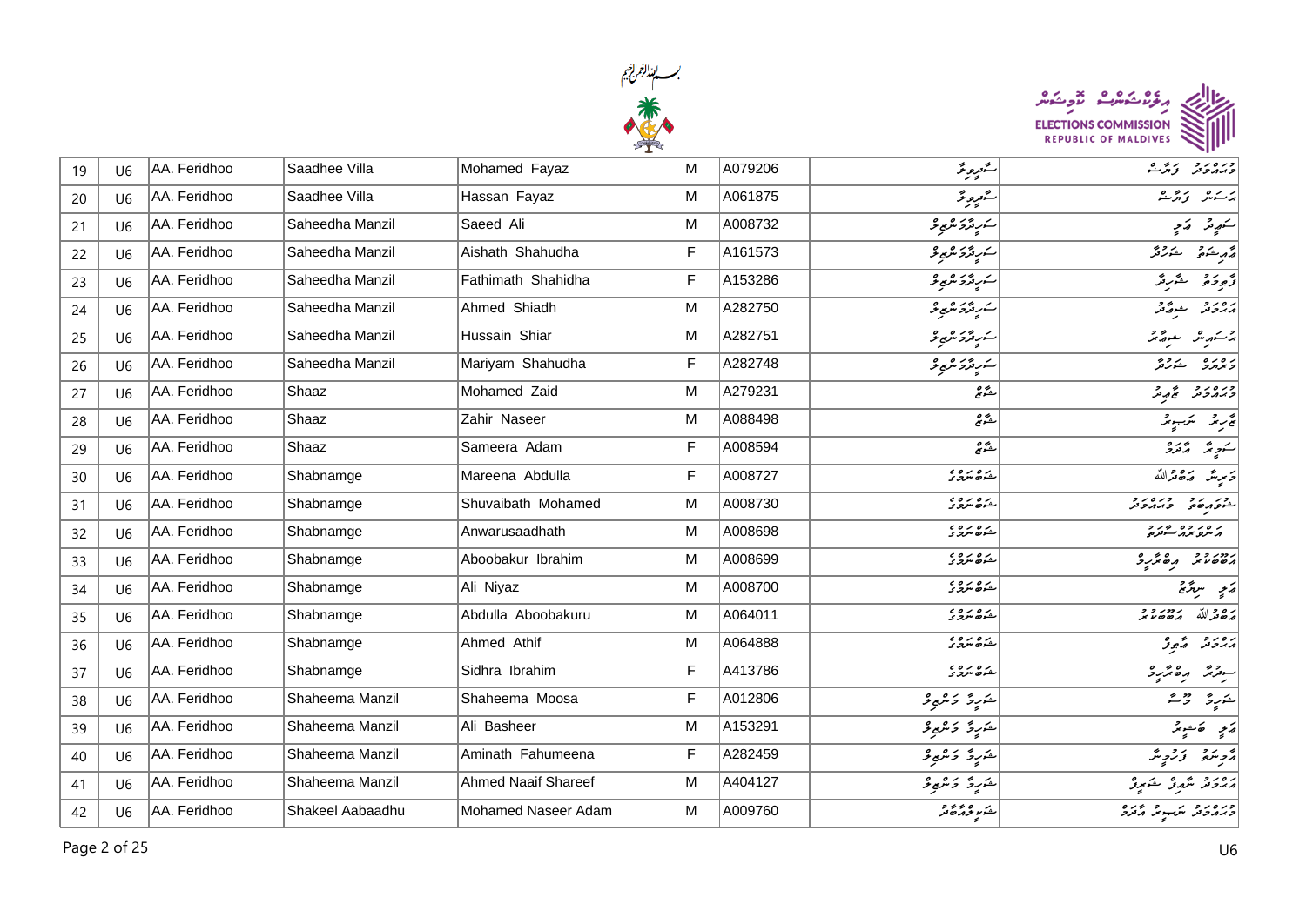| 19 | U6 | AA. Feridhoo | Saadhee Villa | Mohamed Fayaz | M | A079206 | ސާދީވިލާ | މުޙައްމަދު ފައްޔާޒް |
|---|---|---|---|---|---|---|---|---|
| 20 | U6 | AA. Feridhoo | Saadhee Villa | Hassan Fayaz | M | A061875 | ސާދީވިލާ | ޙަސަން ފައްޔާޒް |
| 21 | U6 | AA. Feridhoo | Saheedha Manzil | Saeed Ali | M | A008732 | ސަހީދާމަންޒިލް | ސަޢީދު ޢަލީ |
| 22 | U6 | AA. Feridhoo | Saheedha Manzil | Aishath Shahudha | F | A161573 | ސަހީދާމަންޒިލް | ޢާއިޝަތު ޝަހުދާ |
| 23 | U6 | AA. Feridhoo | Saheedha Manzil | Fathimath Shahidha | F | A153286 | ސަހީދާމަންޒިލް | ފާތިމަތު ޝާހިދާ |
| 24 | U6 | AA. Feridhoo | Saheedha Manzil | Ahmed Shiadh | M | A282750 | ސަހީދާމަންޒިލް | އަޙްމަދު ޝިޔާދު |
| 25 | U6 | AA. Feridhoo | Saheedha Manzil | Hussain Shiar | M | A282751 | ސަހީދާމަންޒިލް | ޙުސައިން ޝިޢާރު |
| 26 | U6 | AA. Feridhoo | Saheedha Manzil | Mariyam Shahudha | F | A282748 | ސަހީދާމަންޒިލް | މަރިޔަމް ޝަހުދާ |
| 27 | U6 | AA. Feridhoo | Shaaz | Mohamed Zaid | M | A279231 | ޝާޒް | މުޙައްމަދު ޒާއިދު |
| 28 | U6 | AA. Feridhoo | Shaaz | Zahir Naseer | M | A088498 | ޝާޒް | ޒާހިރު ނަސީރު |
| 29 | U6 | AA. Feridhoo | Shaaz | Sameera Adam | F | A008594 | ޝާޒް | ސަމީރާ އާދަމް |
| 30 | U6 | AA. Feridhoo | Shabnamge | Mareena Abdulla | F | A008727 | ޝަބްނަމްގެ | މަރީނާ ޢަބްދުﷲ |
| 31 | U6 | AA. Feridhoo | Shabnamge | Shuvaibath Mohamed | M | A008730 | ޝަބްނަމްގެ | ޝުވައިބަތު މުޙައްމަދު |
| 32 | U6 | AA. Feridhoo | Shabnamge | Anwarusaadhath | M | A008698 | ޝަބްނަމްގެ | އަންވަރުއްސަޢާދަތު |
| 33 | U6 | AA. Feridhoo | Shabnamge | Aboobakur Ibrahim | M | A008699 | ޝަބްނަމްގެ | އަބޫބަކުރު އިބްރާހީމް |
| 34 | U6 | AA. Feridhoo | Shabnamge | Ali Niyaz | M | A008700 | ޝަބްނަމްގެ | ޢަލީ ނިޔާޒް |
| 35 | U6 | AA. Feridhoo | Shabnamge | Abdulla Aboobakuru | M | A064011 | ޝަބްނަމްގެ | ޢަބްދުﷲ އަބޫބަކުރު |
| 36 | U6 | AA. Feridhoo | Shabnamge | Ahmed Athif | M | A064888 | ޝަބްނަމްގެ | އަޙްމަދު ޢާތިފް |
| 37 | U6 | AA. Feridhoo | Shabnamge | Sidhra Ibrahim | F | A413786 | ޝަބްނަމްގެ | ސިދްރާ އިބްރާހީމް |
| 38 | U6 | AA. Feridhoo | Shaheema Manzil | Shaheema Moosa | F | A012806 | ޝަހީމާ މަންޒިލް | ޝަހީމާ މޫސާ |
| 39 | U6 | AA. Feridhoo | Shaheema Manzil | Ali Basheer | M | A153291 | ޝަހީމާ މަންޒިލް | ޢަލީ ބަޝީރު |
| 40 | U6 | AA. Feridhoo | Shaheema Manzil | Aminath Fahumeena | F | A282459 | ޝަހީމާ މަންޒިލް | އާމިނަތު ފަހުމީނާ |
| 41 | U6 | AA. Feridhoo | Shaheema Manzil | Ahmed Naaif Shareef | M | A404127 | ޝަހީމާ މަންޒިލް | އަޙްމަދު ނާއިފް ޝަރީފް |
| 42 | U6 | AA. Feridhoo | Shakeel Aabaadhu | Mohamed Naseer Adam | M | A009760 | ޝަކީލްއާބާދު | މުޙައްމަދު ނަސީރު އާދަމް |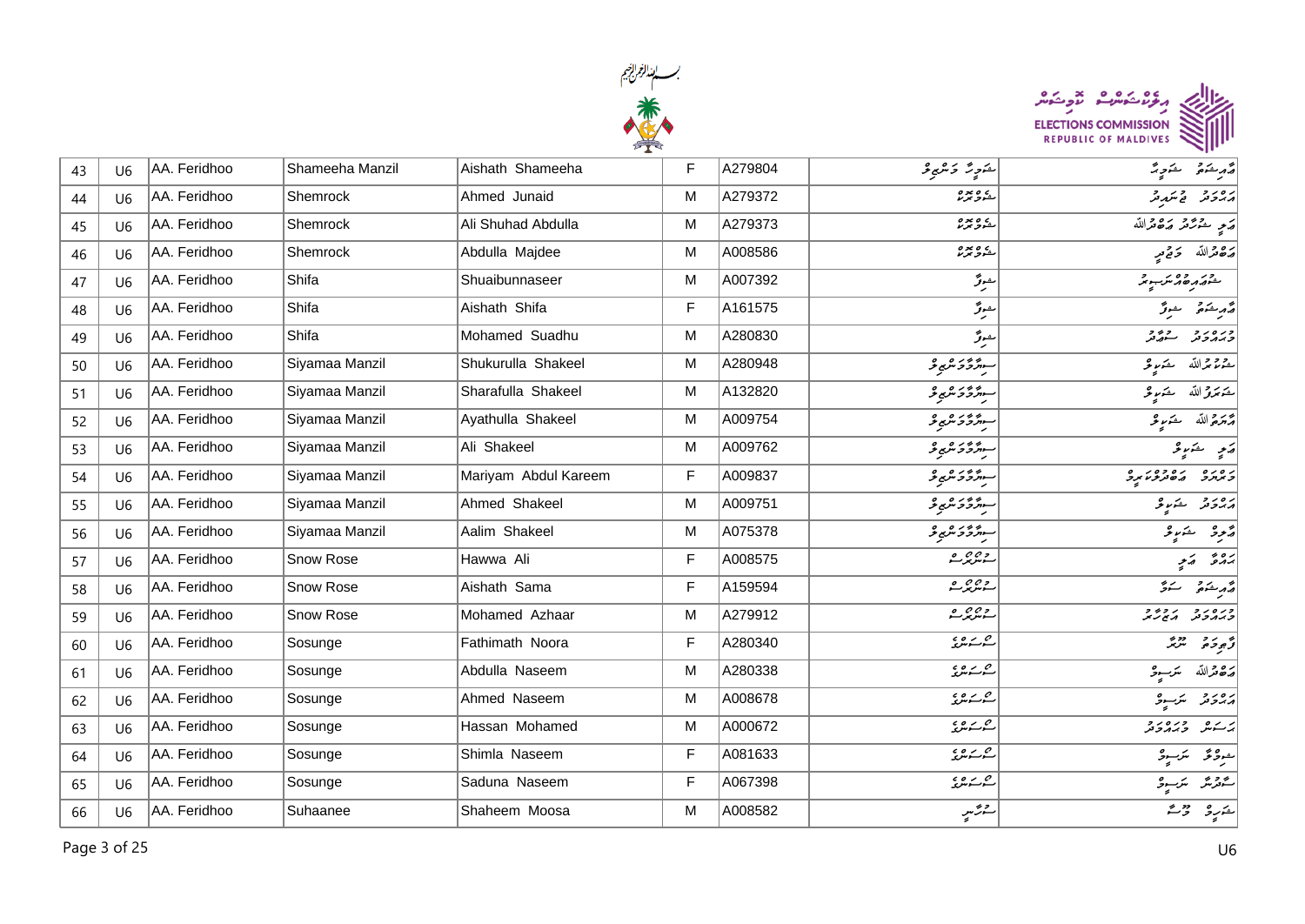| | | | | | | | | |
|---|---|---|---|---|---|---|---|---|
| 43 | U6 | AA. Feridhoo | Shameeha Manzil | Aishath Shameeha | F | A279804 | ޝަމީހާ މަންޒިލް | އައިޝަތު ޝަމީހާ |
| 44 | U6 | AA. Feridhoo | Shemrock | Ahmed Junaid | M | A279372 | ޝެމްރޮކް | އަޙްމަދު ޖުނައިދު |
| 45 | U6 | AA. Feridhoo | Shemrock | Ali Shuhad Abdulla | M | A279373 | ޝެމްރޮކް | ޢަލީ ޝުހާދު ޢަބްދުﷲ |
| 46 | U6 | AA. Feridhoo | Shemrock | Abdulla Majdee | M | A008586 | ޝެމްރޮކް | ޢަބްދުﷲ މަޖްދީ |
| 47 | U6 | AA. Feridhoo | Shifa | Shuaibunnaseer | M | A007392 | ޝިފާ | ޝުޢައިބުންނަސީރު |
| 48 | U6 | AA. Feridhoo | Shifa | Aishath Shifa | F | A161575 | ޝިފާ | އައިޝަތު ޝިފާ |
| 49 | U6 | AA. Feridhoo | Shifa | Mohamed Suadhu | M | A280830 | ޝިފާ | މުޙައްމަދު ސުޢާދު |
| 50 | U6 | AA. Feridhoo | Siyamaa Manzil | Shukurulla Shakeel | M | A280948 | ސިޔާމާ މަންޒިލް | ޝުކުރުﷲ ޝަކީލް |
| 51 | U6 | AA. Feridhoo | Siyamaa Manzil | Sharafulla Shakeel | M | A132820 | ސިޔާމާ މަންޒިލް | ޝަރަފުﷲ ޝަކީލް |
| 52 | U6 | AA. Feridhoo | Siyamaa Manzil | Ayathulla Shakeel | M | A009754 | ސިޔާމާ މަންޒިލް | އާޔަތުﷲ ޝަކީލް |
| 53 | U6 | AA. Feridhoo | Siyamaa Manzil | Ali Shakeel | M | A009762 | ސިޔާމާ މަންޒިލް | ޢަލީ ޝަކީލް |
| 54 | U6 | AA. Feridhoo | Siyamaa Manzil | Mariyam Abdul Kareem | F | A009837 | ސިޔާމާ މަންޒިލް | މަރިޔަމް ޢަބްދުލްކަރީމް |
| 55 | U6 | AA. Feridhoo | Siyamaa Manzil | Ahmed Shakeel | M | A009751 | ސިޔާމާ މަންޒިލް | އަޙްމަދު ޝަކީލް |
| 56 | U6 | AA. Feridhoo | Siyamaa Manzil | Aalim Shakeel | M | A075378 | ސިޔާމާ މަންޒިލް | އާލިމް ޝަކީލް |
| 57 | U6 | AA. Feridhoo | Snow Rose | Hawwa Ali | F | A008575 | ސްނޯރޯޒް | ހައްވާ ޢަލީ |
| 58 | U6 | AA. Feridhoo | Snow Rose | Aishath Sama | F | A159594 | ސްނޯރޯޒް | އައިޝަތު ސަމާ |
| 59 | U6 | AA. Feridhoo | Snow Rose | Mohamed Azhaar | M | A279912 | ސްނޯރޯޒް | މުޙައްމަދު އަޒްހާރު |
| 60 | U6 | AA. Feridhoo | Sosunge | Fathimath Noora | F | A280340 | ސޯސަންގެ | ފާތިމަތު ނޫރާ |
| 61 | U6 | AA. Feridhoo | Sosunge | Abdulla Naseem | M | A280338 | ސޯސަންގެ | ޢަބްދުﷲ ނަސީމް |
| 62 | U6 | AA. Feridhoo | Sosunge | Ahmed Naseem | M | A008678 | ސޯސަންގެ | އަޙްމަދު ނަސީމް |
| 63 | U6 | AA. Feridhoo | Sosunge | Hassan Mohamed | M | A000672 | ސޯސަންގެ | ޙަސަން މުޙައްމަދު |
| 64 | U6 | AA. Feridhoo | Sosunge | Shimla Naseem | F | A081633 | ސޯސަންގެ | ޝިމްލާ ނަސީމް |
| 65 | U6 | AA. Feridhoo | Sosunge | Saduna Naseem | F | A067398 | ސޯސަންގެ | ސަދުނާ ނަސީމް |
| 66 | U6 | AA. Feridhoo | Suhaanee | Shaheem Moosa | M | A008582 | ސުހާނީ | ޝަހީމް މޫސާ |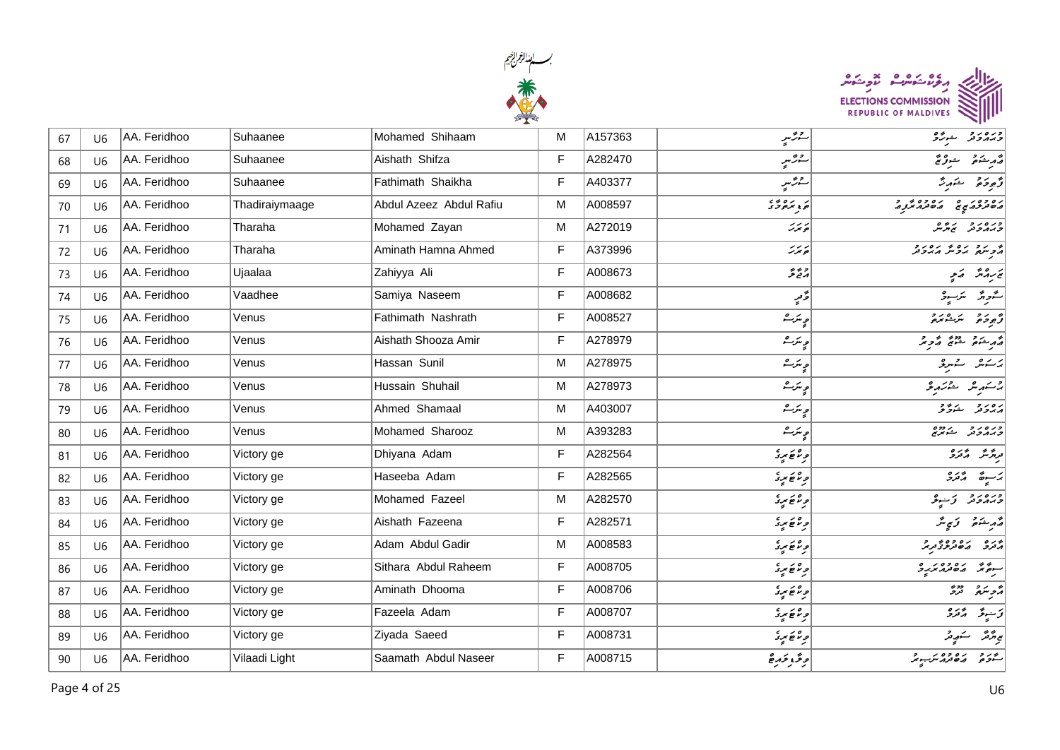| 67 | U6 | AA. Feridhoo | Suhaanee | Mohamed Shihaam | M | A157363 | ސުހާނީ | މުހައްމަދު ޝިހާމް |
|---|---|---|---|---|---|---|---|---|
| 68 | U6 | AA. Feridhoo | Suhaanee | Aishath Shifza | F | A282470 | ސުހާނީ | އައިޝަތު ޝިފްޒާ |
| 69 | U6 | AA. Feridhoo | Suhaanee | Fathimath Shaikha | F | A403377 | ސުހާނީ | ފާތިމަތު ޝައިހާ |
| 70 | U6 | AA. Feridhoo | Thadiraiymaage | Abdul Azeez Abdul Rafiu | M | A008597 | ތަދިރައްމާގެ | އަބްދުލްއަޒީޒް އަބްދުއްރަފީއު |
| 71 | U6 | AA. Feridhoo | Tharaha | Mohamed Zayan | M | A272019 | ތަރަހަ | މުހައްމަދު ޒަޔާން |
| 72 | U6 | AA. Feridhoo | Tharaha | Aminath Hamna Ahmed | F | A373996 | ތަރަހަ | އާމިނަތު ހަމްނާ އަހްމަދު |
| 73 | U6 | AA. Feridhoo | Ujaalaa | Zahiyya Ali | F | A008673 | އުޖާލާ | ޒާހިއްޔާ އަލި |
| 74 | U6 | AA. Feridhoo | Vaadhee | Samiya Naseem | F | A008682 | ވާދީ | ސާމިޔާ ނަސީމް |
| 75 | U6 | AA. Feridhoo | Venus | Fathimath Nashrath | F | A008527 | ވީނަސް | ފާތިމަތު ނަޝްރަތު |
| 76 | U6 | AA. Feridhoo | Venus | Aishath Shooza Amir | F | A278979 | ވީނަސް | އައިޝަތު ޝޫޒާ އާމިރު |
| 77 | U6 | AA. Feridhoo | Venus | Hassan Sunil | M | A278975 | ވީނަސް | ހަސަން ސުނިލް |
| 78 | U6 | AA. Feridhoo | Venus | Hussain Shuhail | M | A278973 | ވީނަސް | ހުސައިން ޝުހައިލް |
| 79 | U6 | AA. Feridhoo | Venus | Ahmed Shamaal | M | A403007 | ވީނަސް | އަހްމަދު ޝަމާލް |
| 80 | U6 | AA. Feridhoo | Venus | Mohamed Sharooz | M | A393283 | ވީނަސް | މުހައްމަދު ޝަރޫޒް |
| 81 | U6 | AA. Feridhoo | Victory ge | Dhiyana Adam | F | A282564 | ވިކްޓަރީގެ | ދިޔާނާ އާދަމް |
| 82 | U6 | AA. Feridhoo | Victory ge | Haseeba Adam | F | A282565 | ވިކްޓަރީގެ | ހަސީބާ އާދަމް |
| 83 | U6 | AA. Feridhoo | Victory ge | Mohamed Fazeel | M | A282570 | ވިކްޓަރީގެ | މުހައްމަދު ފަޒީލް |
| 84 | U6 | AA. Feridhoo | Victory ge | Aishath Fazeena | F | A282571 | ވިކްޓަރީގެ | އައިޝަތު ފަޒީނާ |
| 85 | U6 | AA. Feridhoo | Victory ge | Adam Abdul Gadir | M | A008583 | ވިކްޓަރީގެ | އާދަމް އަބްދުލްޤާދިރު |
| 86 | U6 | AA. Feridhoo | Victory ge | Sithara Abdul Raheem | F | A008705 | ވިކްޓަރީގެ | ސިތާރާ އަބްދުއްރަޙީމް |
| 87 | U6 | AA. Feridhoo | Victory ge | Aminath Dhooma | F | A008706 | ވިކްޓަރީގެ | އާމިނަތު ދޫމާ |
| 88 | U6 | AA. Feridhoo | Victory ge | Fazeela Adam | F | A008707 | ވިކްޓަރީގެ | ފަޒީލާ އާދަމް |
| 89 | U6 | AA. Feridhoo | Victory ge | Ziyada Saeed | F | A008731 | ވިކްޓަރީގެ | ޒިޔާދާ ސައީދު |
| 90 | U6 | AA. Feridhoo | Vilaadi Light | Saamath Abdul Naseer | F | A008715 | ވިލާދިލައިޓް | ސާމަތު އަބްދުއްނަސީރު |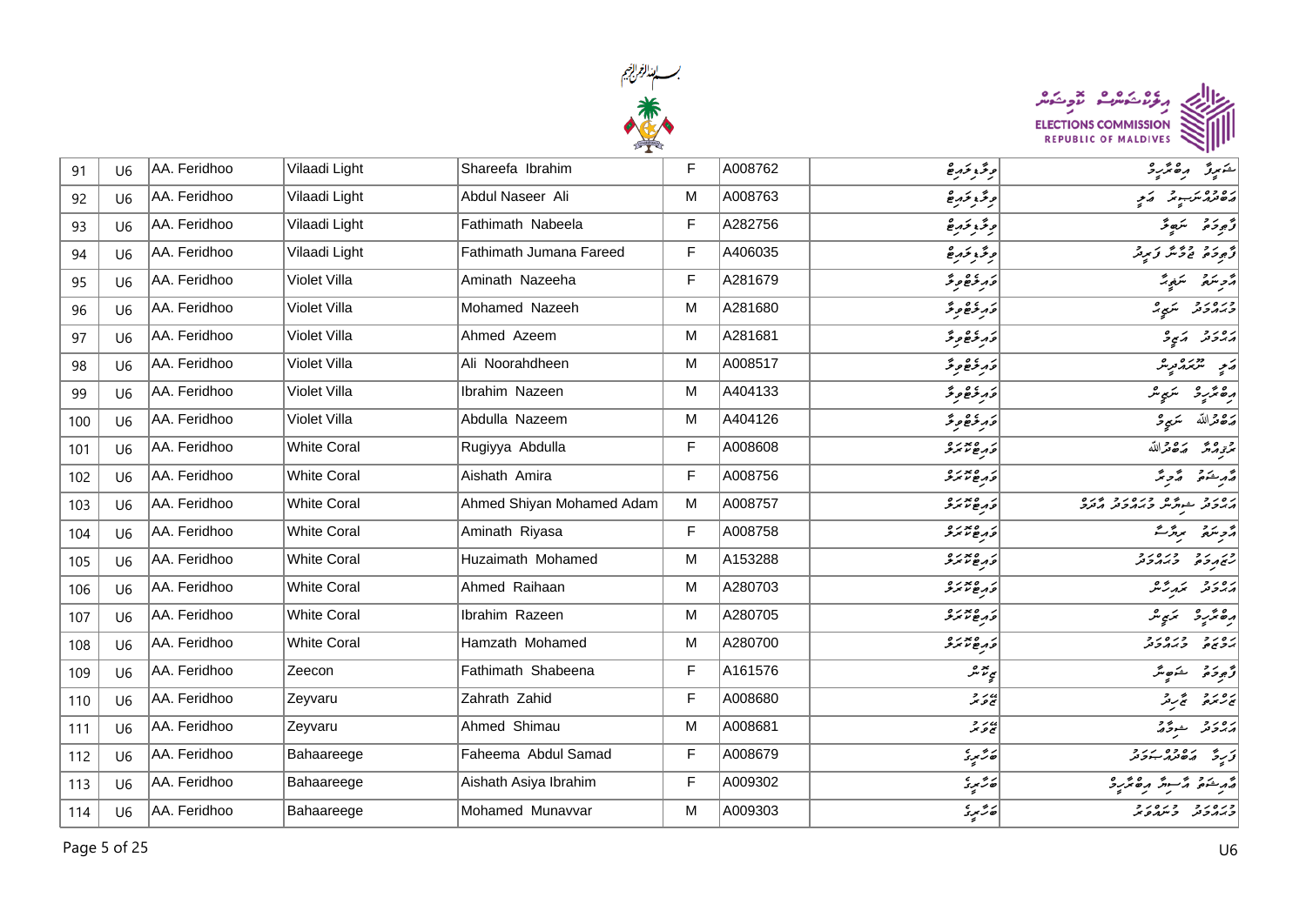| 91 | U6 | AA. Feridhoo | Vilaadi Light | Shareefa Ibrahim | F | A008762 | ވިލާދިލައިޓް | ޝަރީފާ އިބްރާހިމް |
|---|---|---|---|---|---|---|---|---|
| 92 | U6 | AA. Feridhoo | Vilaadi Light | Abdul Naseer Ali | M | A008763 | ވިލާދިލައިޓް | އަބްދުލްނަސީރު އަލި |
| 93 | U6 | AA. Feridhoo | Vilaadi Light | Fathimath Nabeela | F | A282756 | ވިލާދިލައިޓް | ފާތިމަތު ނަބީލާ |
| 94 | U6 | AA. Feridhoo | Vilaadi Light | Fathimath Jumana Fareed | F | A406035 | ވިލާދިލައިޓް | ފާތިމަތު ޖުމާނާ ފަރީދު |
| 95 | U6 | AA. Feridhoo | Violet Villa | Aminath Nazeeha | F | A281679 | ވައިލެޓްވިލާ | އާމިނަތު ނަޒީހާ |
| 96 | U6 | AA. Feridhoo | Violet Villa | Mohamed Nazeeh | M | A281680 | ވައިލެޓްވިލާ | މުހައްމަދު ނަޒީހް |
| 97 | U6 | AA. Feridhoo | Violet Villa | Ahmed Azeem | M | A281681 | ވައިލެޓްވިލާ | އަހުމަދު އަޒީމް |
| 98 | U6 | AA. Feridhoo | Violet Villa | Ali Noorahdheen | M | A008517 | ވައިލެޓްވިލާ | އަލި ނޫރައްދީން |
| 99 | U6 | AA. Feridhoo | Violet Villa | Ibrahim Nazeen | M | A404133 | ވައިލެޓްވިލާ | އިބްރާހިމް ނަޒީން |
| 100 | U6 | AA. Feridhoo | Violet Villa | Abdulla Nazeem | M | A404126 | ވައިލެޓްވިލާ | އަބްދުﷲ ނަޒީމް |
| 101 | U6 | AA. Feridhoo | White Coral | Rugiyya Abdulla | F | A008608 | ވައިޓްކޯރަލް | ރުގިއްޔާ އަބްދުﷲ |
| 102 | U6 | AA. Feridhoo | White Coral | Aishath Amira | F | A008756 | ވައިޓްކޯރަލް | އާއިޝަތު އާމިރާ |
| 103 | U6 | AA. Feridhoo | White Coral | Ahmed Shiyan Mohamed Adam | M | A008757 | ވައިޓްކޯރަލް | އަހުމަދު ޝިޔާން މުހައްމަދު އާދަމް |
| 104 | U6 | AA. Feridhoo | White Coral | Aminath Riyasa | F | A008758 | ވައިޓްކޯރަލް | އާމިނަތު ރިޔާސާ |
| 105 | U6 | AA. Feridhoo | White Coral | Huzaimath Mohamed | M | A153288 | ވައިޓްކޯރަލް | ހުޒައިމަތު މުހައްމަދު |
| 106 | U6 | AA. Feridhoo | White Coral | Ahmed Raihaan | M | A280703 | ވައިޓްކޯރަލް | އަހުމަދު ރައިހާން |
| 107 | U6 | AA. Feridhoo | White Coral | Ibrahim Razeen | M | A280705 | ވައިޓްކޯރަލް | އިބްރާހިމް ރަޒީން |
| 108 | U6 | AA. Feridhoo | White Coral | Hamzath Mohamed | M | A280700 | ވައިޓްކޯރަލް | ހަމްޒަތު މުހައްމަދު |
| 109 | U6 | AA. Feridhoo | Zeecon | Fathimath Shabeena | F | A161576 | ޒީކޮން | ފާތިމަތު ޝަބީނާ |
| 110 | U6 | AA. Feridhoo | Zeyvaru | Zahrath Zahid | F | A008680 | ޒޭވަރު | ޒަހުރަތު ޒާހިދު |
| 111 | U6 | AA. Feridhoo | Zeyvaru | Ahmed Shimau | M | A008681 | ޒޭވަރު | އަހުމަދު ޝިމާއު |
| 112 | U6 | AA. Feridhoo | Bahaareege | Faheema Abdul Samad | F | A008679 | ބަހާރީގެ | ފަހީމާ އަބްދުލްސަމަދު |
| 113 | U6 | AA. Feridhoo | Bahaareege | Aishath Asiya Ibrahim | F | A009302 | ބަހާރީގެ | އާއިޝަތު އާސިޔާ އިބްރާހިމް |
| 114 | U6 | AA. Feridhoo | Bahaareege | Mohamed Munavvar | M | A009303 | ބަހާރީގެ | މުހައްމަދު މުނައްވަރު |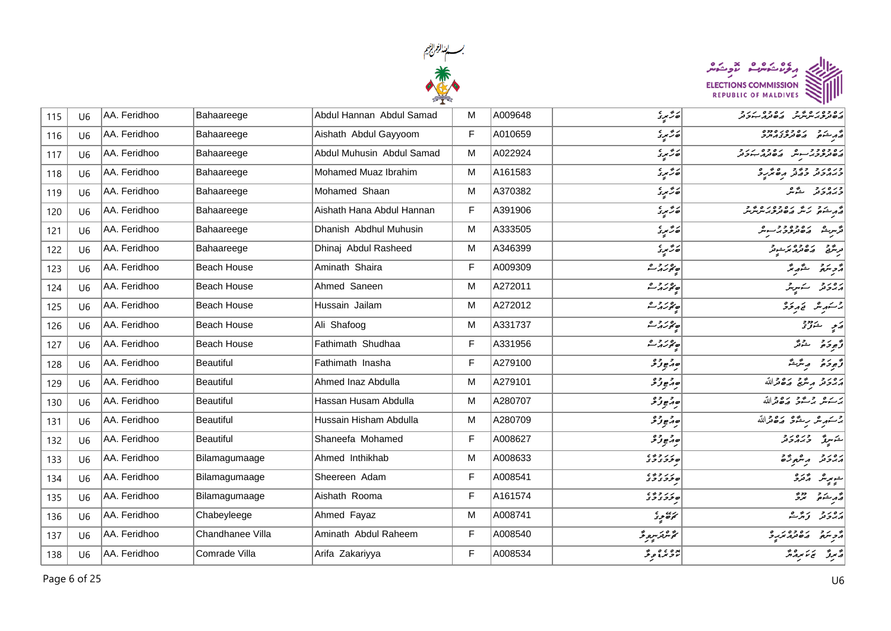| 115 | U6 | AA. Feridhoo | Bahaareege | Abdul Hannan Abdul Samad | M | A009648 | ބަހާރީގެ | އަބްދުލްޙަންނާން އަބްދުލްޞަމަދު |
|---|---|---|---|---|---|---|---|---|
| 116 | U6 | AA. Feridhoo | Bahaareege | Aishath Abdul Gayyoom | F | A010659 | ބަހާރީގެ | އާއިޝަތު އަބްދުލްޤައްޔޫމް |
| 117 | U6 | AA. Feridhoo | Bahaareege | Abdul Muhusin Abdul Samad | M | A022924 | ބަހާރީގެ | އަބްދުލްމުޙުސިން އަބްދުލްޞަމަދު |
| 118 | U6 | AA. Feridhoo | Bahaareege | Mohamed Muaz Ibrahim | M | A161583 | ބަހާރީގެ | މުޙައްމަދު މުޢާޛު އިބްރާހީމް |
| 119 | U6 | AA. Feridhoo | Bahaareege | Mohamed Shaan | M | A370382 | ބަހާރީގެ | މުޙައްމަދު ޝާން |
| 120 | U6 | AA. Feridhoo | Bahaareege | Aishath Hana Abdul Hannan | F | A391906 | ބަހާރީގެ | އާއިޝަތު ހަނާ އަބްދުލްޙަންނާން |
| 121 | U6 | AA. Feridhoo | Bahaareege | Dhanish Abdhul Muhusin | M | A333505 | ބަހާރީގެ | ދާނިޝް އަބްދުލްމުޙުސިން |
| 122 | U6 | AA. Feridhoo | Bahaareege | Dhinaj Abdul Rasheed | M | A346399 | ބަހާރީގެ | ދިނާޖް އަބްދުއްރަޝީދު |
| 123 | U6 | AA. Feridhoo | Beach House | Aminath Shaira | F | A009309 | ބީޗްހައުސް | އާމިނަތު ޝާއިރާ |
| 124 | U6 | AA. Feridhoo | Beach House | Ahmed Saneen | M | A272011 | ބީޗްހައުސް | އަޙްމަދު ސަނީން |
| 125 | U6 | AA. Feridhoo | Beach House | Hussain Jailam | M | A272012 | ބީޗްހައުސް | ޙުސައިން ޖައިލަމް |
| 126 | U6 | AA. Feridhoo | Beach House | Ali Shafoog | M | A331737 | ބީޗްހައުސް | ޢަލި ޝަފޫގު |
| 127 | U6 | AA. Feridhoo | Beach House | Fathimath Shudhaa | F | A331956 | ބީޗްހައުސް | ފާތިމަތު ޝުދާ |
| 128 | U6 | AA. Feridhoo | Beautiful | Fathimath Inasha | F | A279100 | ބިއުޓިފުލް | ފާތިމަތު އިނާޝާ |
| 129 | U6 | AA. Feridhoo | Beautiful | Ahmed Inaz Abdulla | M | A279101 | ބިއުޓިފުލް | އަޙްމަދު އިނާޒު ޢަބްދުﷲ |
| 130 | U6 | AA. Feridhoo | Beautiful | Hassan Husam Abdulla | M | A280707 | ބިއުޓިފުލް | ޙަސަން ޙުސާމް ޢަބްދުﷲ |
| 131 | U6 | AA. Feridhoo | Beautiful | Hussain Hisham Abdulla | M | A280709 | ބިއުޓިފުލް | ޙުސައިން ހިޝާމް ޢަބްދުﷲ |
| 132 | U6 | AA. Feridhoo | Beautiful | Shaneefa Mohamed | F | A008627 | ބިއުޓިފުލް | ޝަނީފާ މުޙައްމަދު |
| 133 | U6 | AA. Feridhoo | Bilamagumaage | Ahmed Inthikhab | M | A008633 | ބިލަމަގުމާގެ | އަޙްމަދު އިންތިޚާބު |
| 134 | U6 | AA. Feridhoo | Bilamagumaage | Sheereen Adam | F | A008541 | ބިލަމަގުމާގެ | ޝީރީން އާދަމް |
| 135 | U6 | AA. Feridhoo | Bilamagumaage | Aishath Rooma | F | A161574 | ބިލަމަގުމާގެ | އާއިޝަތު ރޫމާ |
| 136 | U6 | AA. Feridhoo | Chabeyleege | Ahmed Fayaz | M | A008741 | ޗަބޭލީގެ | އަޙްމަދު ފަޔާޒު |
| 137 | U6 | AA. Feridhoo | Chandhanee Villa | Aminath Abdul Raheem | F | A008540 | ޗަންދަނީވިލާ | އާމިނަތު އަބްދުއްރަޙީމް |
| 138 | U6 | AA. Feridhoo | Comrade Villa | Arifa Zakariyya | F | A008534 | ކޮމްރެޑްވިލާ | އާރިފާ ޒަކަރިއްޔާ |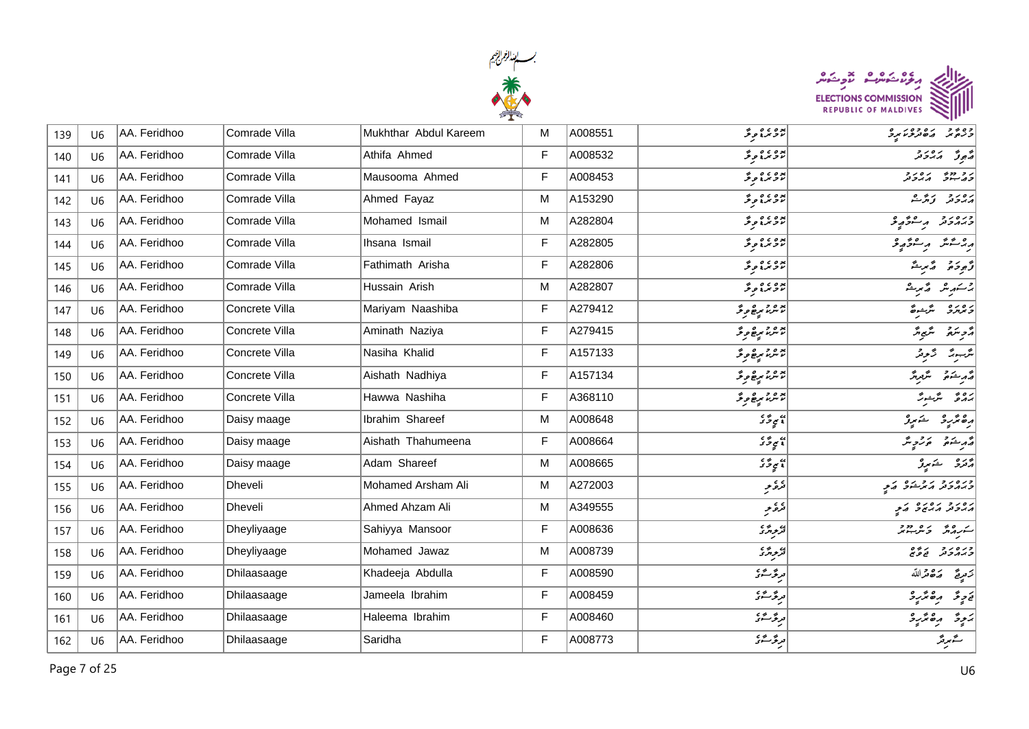| 139 | U6 | AA. Feridhoo | Comrade Villa | Mukhthar Abdul Kareem | M | A008551 | ކޮމްރޭޑް ވިލާ | މުޚްތާރު އަބްދުލްކަރީމް |
|---|---|---|---|---|---|---|---|---|
| 140 | U6 | AA. Feridhoo | Comrade Villa | Athifa Ahmed | F | A008532 | ކޮމްރޭޑް ވިލާ | އާތިފާ އަހުމަދު |
| 141 | U6 | AA. Feridhoo | Comrade Villa | Mausooma Ahmed | F | A008453 | ކޮމްރޭޑް ވިލާ | މައުޞޫމާ އަހުމަދު |
| 142 | U6 | AA. Feridhoo | Comrade Villa | Ahmed Fayaz | M | A153290 | ކޮމްރޭޑް ވިލާ | އަހުމަދު ފައްޔާޒް |
| 143 | U6 | AA. Feridhoo | Comrade Villa | Mohamed Ismail | M | A282804 | ކޮމްރޭޑް ވިލާ | މުޙައްމަދު އިސްމާޢީލް |
| 144 | U6 | AA. Feridhoo | Comrade Villa | Ihsana Ismail | F | A282805 | ކޮމްރޭޑް ވިލާ | އިޙްސާނާ އިސްމާޢީލް |
| 145 | U6 | AA. Feridhoo | Comrade Villa | Fathimath Arisha | F | A282806 | ކޮމްރޭޑް ވިލާ | ފާތިމަތު އާރިޝާ |
| 146 | U6 | AA. Feridhoo | Comrade Villa | Hussain Arish | M | A282807 | ކޮމްރޭޑް ވިލާ | ޙުސައިން އާރިޝް |
| 147 | U6 | AA. Feridhoo | Concrete Villa | Mariyam Naashiba | F | A279412 | ކޮންކްރީޓް ވިލާ | މަރިޔަމް ނާޝިބާ |
| 148 | U6 | AA. Feridhoo | Concrete Villa | Aminath Naziya | F | A279415 | ކޮންކްރީޓް ވިލާ | އާމިނަތު ނާޒިޔާ |
| 149 | U6 | AA. Feridhoo | Concrete Villa | Nasiha Khalid | F | A157133 | ކޮންކްރީޓް ވިލާ | ނާޞިޙާ ޚާލިދު |
| 150 | U6 | AA. Feridhoo | Concrete Villa | Aishath Nadhiya | F | A157134 | ކޮންކްރީޓް ވިލާ | އައިޝަތު ނާދިޔާ |
| 151 | U6 | AA. Feridhoo | Concrete Villa | Hawwa Nashiha | F | A368110 | ކޮންކްރީޓް ވިލާ | ހައްވާ ނާޝިހާ |
| 152 | U6 | AA. Feridhoo | Daisy maage | Ibrahim Shareef | M | A008648 | ޑޭޒީމާގެ | އިބްރާހީމް ޝަރީފް |
| 153 | U6 | AA. Feridhoo | Daisy maage | Aishath Thahumeena | F | A008664 | ޑޭޒީމާގެ | އައިޝަތު ތަހުމީނާ |
| 154 | U6 | AA. Feridhoo | Daisy maage | Adam Shareef | M | A008665 | ޑޭޒީމާގެ | އާދަމް ޝަރީފް |
| 155 | U6 | AA. Feridhoo | Dheveli | Mohamed Arsham Ali | M | A272003 | ދެވެލި | މުޙައްމަދު އަރުޝަމް ޢަލީ |
| 156 | U6 | AA. Feridhoo | Dheveli | Ahmed Ahzam Ali | M | A349555 | ދެވެލި | އަހުމަދު އަޙްޒަމް ޢަލީ |
| 157 | U6 | AA. Feridhoo | Dheyliyaage | Sahiyya Mansoor | F | A008636 | ދޭލިޔާގެ | ސަހިއްޔާ މަންސޫރު |
| 158 | U6 | AA. Feridhoo | Dheyliyaage | Mohamed Jawaz | M | A008739 | ދޭލިޔާގެ | މުޙައްމަދު ޖަވާޒު |
| 159 | U6 | AA. Feridhoo | Dhilaasaage | Khadeeja Abdulla | F | A008590 | ދިލާސާގެ | ޚަދީޖާ އަބްދުﷲ |
| 160 | U6 | AA. Feridhoo | Dhilaasaage | Jameela Ibrahim | F | A008459 | ދިލާސާގެ | ޖަމީލާ އިބްރާހީމް |
| 161 | U6 | AA. Feridhoo | Dhilaasaage | Haleema Ibrahim | F | A008460 | ދިލާސާގެ | ހަލީމާ އިބްރާހީމް |
| 162 | U6 | AA. Feridhoo | Dhilaasaage | Saridha | F | A008773 | ދިލާސާގެ | ސާރިދާ |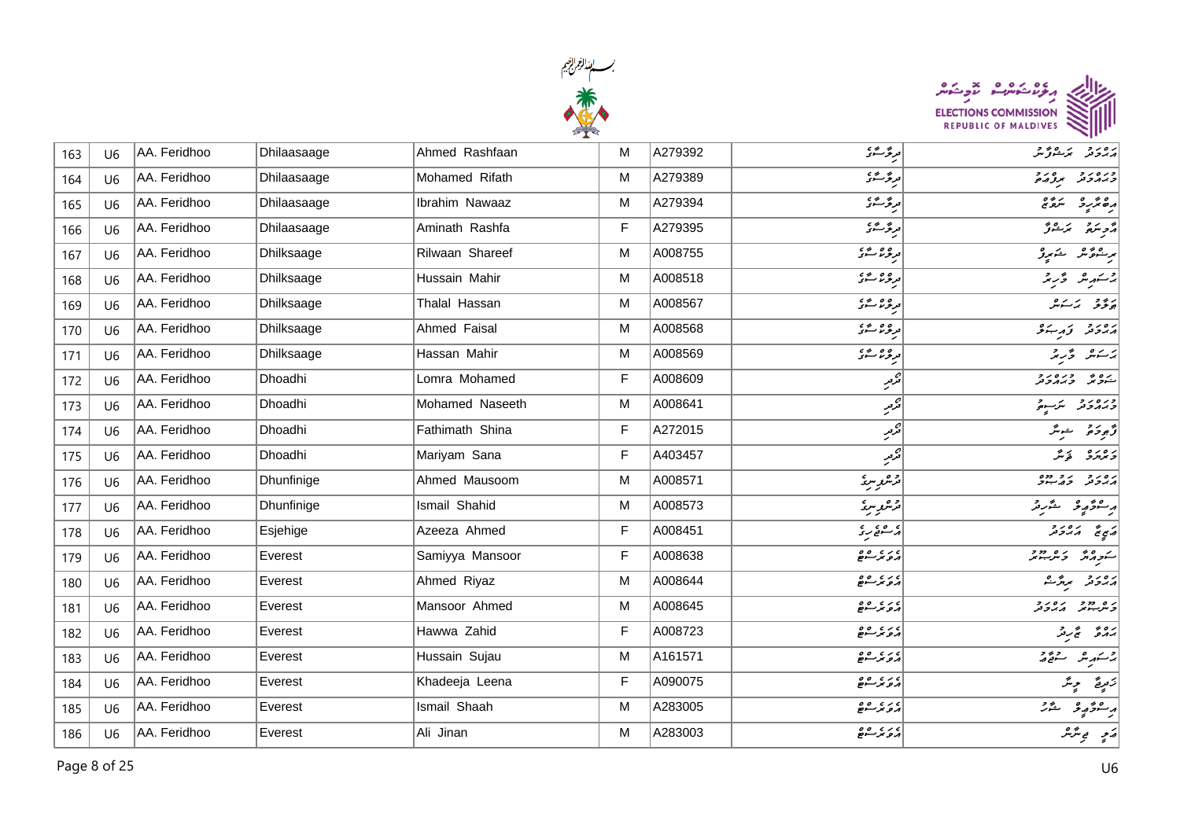| 163 | U6 | AA. Feridhoo | Dhilaasaage | Ahmed Rashfaan | M | A279392 | ދިލާސާގެ | އަޙްމަދު ރަޝްފާން |
|---|---|---|---|---|---|---|---|---|
| 164 | U6 | AA. Feridhoo | Dhilaasaage | Mohamed Rifath | M | A279389 | ދިލާސާގެ | މުޙައްމަދު ރިފްއަތު |
| 165 | U6 | AA. Feridhoo | Dhilaasaage | Ibrahim Nawaaz | M | A279394 | ދިލާސާގެ | އިބްރާހީމް ނަވާޒް |
| 166 | U6 | AA. Feridhoo | Dhilaasaage | Aminath Rashfa | F | A279395 | ދިލާސާގެ | އާމިނަތު ރަޝްފާ |
| 167 | U6 | AA. Feridhoo | Dhilksaage | Rilwaan Shareef | M | A008755 | ދިލްކްސާގެ | ރިލްވާން ޝަރީފް |
| 168 | U6 | AA. Feridhoo | Dhilksaage | Hussain Mahir | M | A008518 | ދިލްކްސާގެ | ޙުސައިން މާހިރު |
| 169 | U6 | AA. Feridhoo | Dhilksaage | Thalal Hassan | M | A008567 | ދިލްކްސާގެ | ތަލާލް ޙަސަން |
| 170 | U6 | AA. Feridhoo | Dhilksaage | Ahmed Faisal | M | A008568 | ދިލްކްސާގެ | އަޙްމަދު ފައިސަލް |
| 171 | U6 | AA. Feridhoo | Dhilksaage | Hassan Mahir | M | A008569 | ދިލްކްސާގެ | ޙަސަން މާހިރު |
| 172 | U6 | AA. Feridhoo | Dhoadhi | Lomra Mohamed | F | A008609 | ދޯދި | ސަވުރާ މުޙައްމަދު |
| 173 | U6 | AA. Feridhoo | Dhoadhi | Mohamed Naseeth | M | A008641 | ދޯދި | މުޙައްމަދު ނަސީތު |
| 174 | U6 | AA. Feridhoo | Dhoadhi | Fathimath Shina | F | A272015 | ދޯދި | ފާތިމަތު ޝިނާ |
| 175 | U6 | AA. Feridhoo | Dhoadhi | Mariyam Sana | F | A403457 | ދޯދި | މަރިޔަމް ޞަނާ |
| 176 | U6 | AA. Feridhoo | Dhunfinige | Ahmed Mausoom | M | A008571 | ދުންފިނިގެ | އަޙްމަދު މައުޞޫމް |
| 177 | U6 | AA. Feridhoo | Dhunfinige | Ismail Shahid | M | A008573 | ދުންފިނިގެ | އިސްމާޢީލް ޝާހިދު |
| 178 | U6 | AA. Feridhoo | Esjehige | Azeeza Ahmed | F | A008451 | އެސްޖެހިގެ | ޢަޒީޒާ އަޙްމަދު |
| 179 | U6 | AA. Feridhoo | Everest | Samiyya Mansoor | F | A008638 | އެވަރެސްޓް | ސަމިއްޔާ މަންޞޫރު |
| 180 | U6 | AA. Feridhoo | Everest | Ahmed Riyaz | M | A008644 | އެވަރެސްޓް | އަޙްމަދު ރިޔާޒް |
| 181 | U6 | AA. Feridhoo | Everest | Mansoor Ahmed | M | A008645 | އެވަރެސްޓް | މަންޞޫރު އަޙްމަދު |
| 182 | U6 | AA. Feridhoo | Everest | Hawwa Zahid | F | A008723 | އެވަރެސްޓް | ޙައްވާ ޒާހިދު |
| 183 | U6 | AA. Feridhoo | Everest | Hussain Sujau | M | A161571 | އެވަރެސްޓް | ޙުސައިން ސުޖާޢު |
| 184 | U6 | AA. Feridhoo | Everest | Khadeeja Leena | F | A090075 | އެވަރެސްޓް | ޚަދީޖާ ލީނާ |
| 185 | U6 | AA. Feridhoo | Everest | Ismail Shaah | M | A283005 | އެވަރެސްޓް | އިސްމާޢީލް ޝާހް |
| 186 | U6 | AA. Feridhoo | Everest | Ali Jinan | M | A283003 | އެވަރެސްޓް | ޢަލީ ޖިނާން |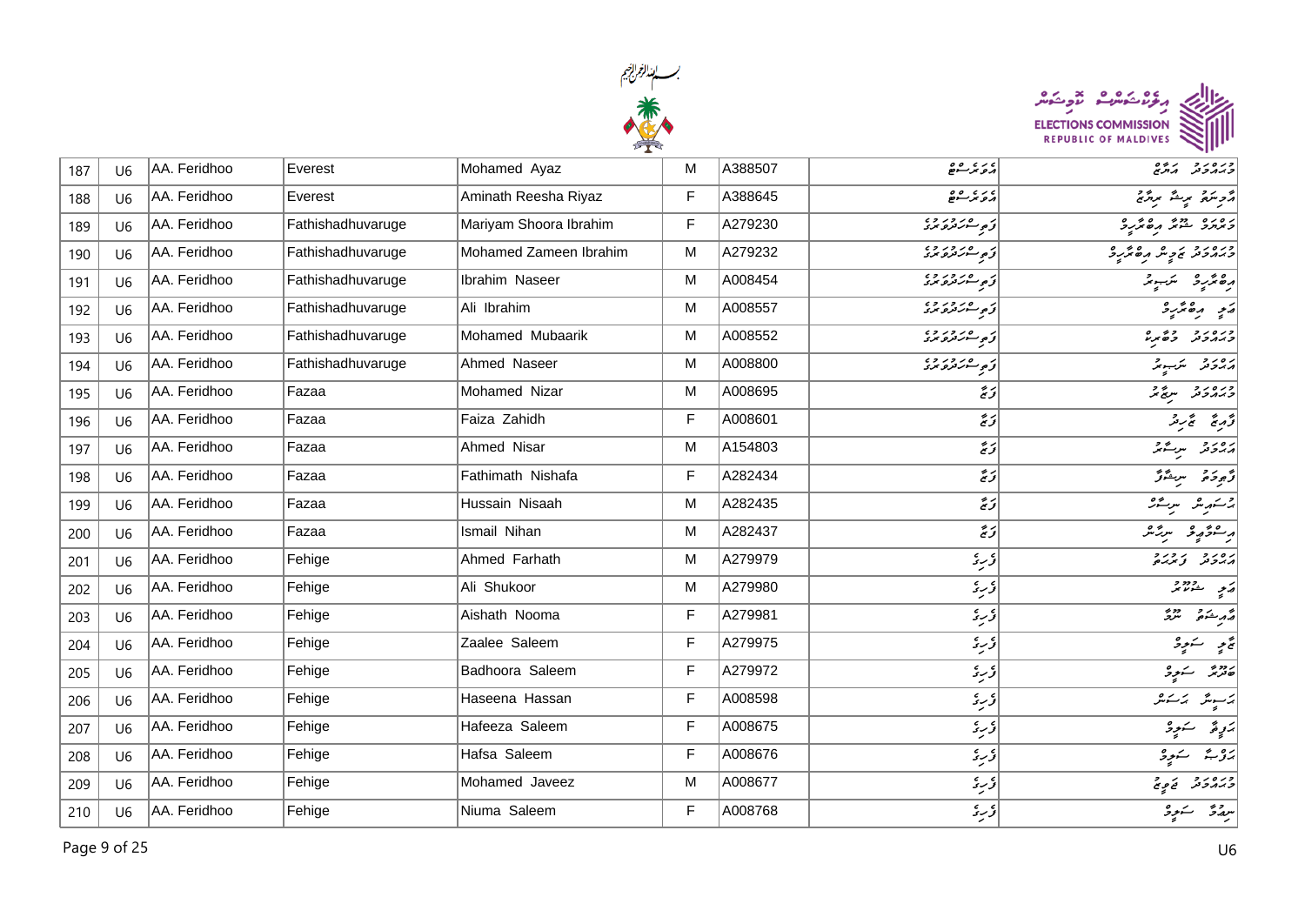| 187 | U6 | AA. Feridhoo | Everest | Mohamed Ayaz | M | A388507 | އެވަރެސްޓް | މުޙައްމަދު އަޔާޒް |
|---|---|---|---|---|---|---|---|---|
| 188 | U6 | AA. Feridhoo | Everest | Aminath Reesha Riyaz | F | A388645 | އެވަރެސްޓް | އާމިނަތު ރީޝާ ރިޔާޒް |
| 189 | U6 | AA. Feridhoo | Fathishadhuvaruge | Mariyam Shoora Ibrahim | F | A279230 | ފަތިސްއަދުވަރުގެ | މަރިޔަމް ޝޫރާ އިބްރާހީމް |
| 190 | U6 | AA. Feridhoo | Fathishadhuvaruge | Mohamed Zameen Ibrahim | M | A279232 | ފަތިސްއަދުވަރުގެ | މުޙައްމަދު ޒަމީން އިބްރާހީމް |
| 191 | U6 | AA. Feridhoo | Fathishadhuvaruge | Ibrahim Naseer | M | A008454 | ފަތިސްއަދުވަރުގެ | އިބްރާހީމް ނަސީރު |
| 192 | U6 | AA. Feridhoo | Fathishadhuvaruge | Ali Ibrahim | M | A008557 | ފަތިސްއަދުވަރުގެ | އަލި އިބްރާހީމް |
| 193 | U6 | AA. Feridhoo | Fathishadhuvaruge | Mohamed Mubaarik | M | A008552 | ފަތިސްއަދުވަރުގެ | މުޙައްމަދު މުބާރިކް |
| 194 | U6 | AA. Feridhoo | Fathishadhuvaruge | Ahmed Naseer | M | A008800 | ފަތިސްއަދުވަރުގެ | އަޙްމަދު ނަސީރު |
| 195 | U6 | AA. Feridhoo | Fazaa | Mohamed Nizar | M | A008695 | ފަޒާ | މުޙައްމަދު ނިޒާރު |
| 196 | U6 | AA. Feridhoo | Fazaa | Faiza Zahidh | F | A008601 | ފަޒާ | ފާއިޒާ ޒާހިދު |
| 197 | U6 | AA. Feridhoo | Fazaa | Ahmed Nisar | M | A154803 | ފަޒާ | އަޙްމަދު ނިސާރު |
| 198 | U6 | AA. Feridhoo | Fazaa | Fathimath Nishafa | F | A282434 | ފަޒާ | ފާތިމަތު ނިޝާފާ |
| 199 | U6 | AA. Feridhoo | Fazaa | Hussain Nisaah | M | A282435 | ފަޒާ | ޙުސައިން ނިސާހް |
| 200 | U6 | AA. Feridhoo | Fazaa | Ismail Nihan | M | A282437 | ފަޒާ | އިސްމާޢީލް ނިހާން |
| 201 | U6 | AA. Feridhoo | Fehige | Ahmed Farhath | M | A279979 | ފެހިގެ | އަޙްމަދު ފަރުހަތު |
| 202 | U6 | AA. Feridhoo | Fehige | Ali Shukoor | M | A279980 | ފެހިގެ | އަލި ޝުކޫރު |
| 203 | U6 | AA. Feridhoo | Fehige | Aishath Nooma | F | A279981 | ފެހިގެ | އާއިޝަތު ނޫމާ |
| 204 | U6 | AA. Feridhoo | Fehige | Zaalee Saleem | F | A279975 | ފެހިގެ | ޒާލީ ސަލީމް |
| 205 | U6 | AA. Feridhoo | Fehige | Badhoora Saleem | F | A279972 | ފެހިގެ | ބަދޫރާ ސަލީމް |
| 206 | U6 | AA. Feridhoo | Fehige | Haseena Hassan | F | A008598 | ފެހިގެ | ހަސީނާ ހަސަން |
| 207 | U6 | AA. Feridhoo | Fehige | Hafeeza Saleem | F | A008675 | ފެހިގެ | ހަފީޒާ ސަލީމް |
| 208 | U6 | AA. Feridhoo | Fehige | Hafsa Saleem | F | A008676 | ފެހިގެ | ހަފްސާ ސަލީމް |
| 209 | U6 | AA. Feridhoo | Fehige | Mohamed Javeez | M | A008677 | ފެހިގެ | މުޙައްމަދު ޖަވީޒު |
| 210 | U6 | AA. Feridhoo | Fehige | Niuma Saleem | F | A008768 | ފެހިގެ | ނިއުމާ ސަލީމް |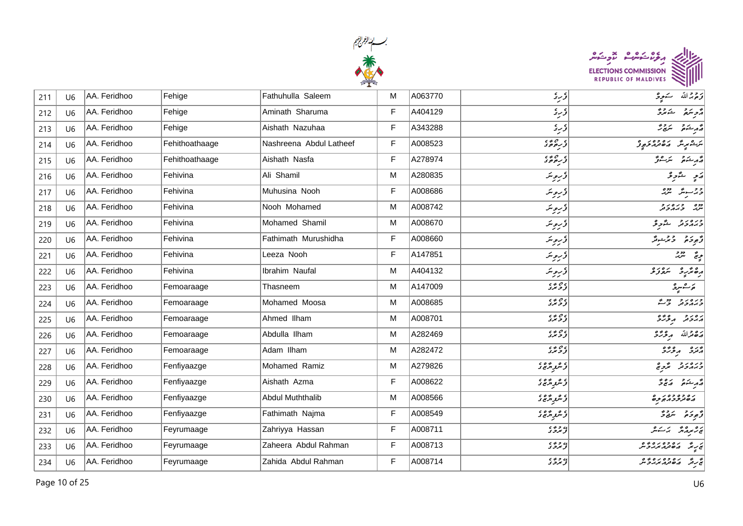| 211 | U6 | AA. Feridhoo | Fehige | Fathuhulla Saleem | M | A063770 | ފެހިގެ | ފަތުހުﷲ ސަލީމް |
|---|---|---|---|---|---|---|---|---|
| 212 | U6 | AA. Feridhoo | Fehige | Aminath Sharuma | F | A404129 | ފެހިގެ | އާމިނަތު ޝަރުމާ |
| 213 | U6 | AA. Feridhoo | Fehige | Aishath Nazuhaa | F | A343288 | ފެހިގެ | އާއިޝަތު ނަޒުހާ |
| 214 | U6 | AA. Feridhoo | Fehithoathaage | Nashreena Abdul Latheef | F | A008523 | ފެހިތޯތާގެ | ނަޝްރީނާ އަބްދުއްލަޠީފް |
| 215 | U6 | AA. Feridhoo | Fehithoathaage | Aishath Nasfa | F | A278974 | ފެހިތޯތާގެ | އާއިޝަތު ނަސްފާ |
| 216 | U6 | AA. Feridhoo | Fehivina | Ali Shamil | M | A280835 | ފެހިވިނަ | އަލި ޝާމިލް |
| 217 | U6 | AA. Feridhoo | Fehivina | Muhusina Nooh | F | A008686 | ފެހިވިނަ | މުހުސިނާ ނޫހް |
| 218 | U6 | AA. Feridhoo | Fehivina | Nooh Mohamed | M | A008742 | ފެހިވިނަ | ނޫހް މުހައްމަދު |
| 219 | U6 | AA. Feridhoo | Fehivina | Mohamed Shamil | M | A008670 | ފެހިވިނަ | މުހައްމަދު ޝާމިލް |
| 220 | U6 | AA. Feridhoo | Fehivina | Fathimath Murushidha | F | A008660 | ފެހިވިނަ | ފާތިމަތު މުރުޝިދާ |
| 221 | U6 | AA. Feridhoo | Fehivina | Leeza Nooh | F | A147851 | ފެހިވިނަ | ލީޒާ ނޫހް |
| 222 | U6 | AA. Feridhoo | Fehivina | Ibrahim Naufal | M | A404132 | ފެހިވިނަ | އިބްރާހީމް ނައުފަލް |
| 223 | U6 | AA. Feridhoo | Femoaraage | Thasneem | M | A147009 | ފެމޯރާގެ | ތަސްނީމް |
| 224 | U6 | AA. Feridhoo | Femoaraage | Mohamed Moosa | M | A008685 | ފެމޯރާގެ | މުހައްމަދު މޫސާ |
| 225 | U6 | AA. Feridhoo | Femoaraage | Ahmed Ilham | M | A008701 | ފެމޯރާގެ | އަހުމަދު އިލްހާމް |
| 226 | U6 | AA. Feridhoo | Femoaraage | Abdulla Ilham | M | A282469 | ފެމޯރާގެ | އަބްދުﷲ އިލްހާމް |
| 227 | U6 | AA. Feridhoo | Femoaraage | Adam Ilham | M | A282472 | ފެމޯރާގެ | އާދަމް އިލްހާމް |
| 228 | U6 | AA. Feridhoo | Fenfiyaazge | Mohamed Ramiz | M | A279826 | ފެންފިޔާޒްގެ | މުހައްމަދު ރާމިޒް |
| 229 | U6 | AA. Feridhoo | Fenfiyaazge | Aishath Azma | F | A008622 | ފެންފިޔާޒްގެ | އާއިޝަތު އަޒްމާ |
| 230 | U6 | AA. Feridhoo | Fenfiyaazge | Abdul Muththalib | M | A008566 | ފެންފިޔާޒްގެ | އަބްދުލްމުއްތަލިބް |
| 231 | U6 | AA. Feridhoo | Fenfiyaazge | Fathimath Najma | F | A008549 | ފެންފިޔާޒްގެ | ފާތިމަތު ނަޖްމާ |
| 232 | U6 | AA. Feridhoo | Feyrumaage | Zahriyya Hassan | F | A008711 | ފޭރުމާގެ | ޒަހްރިއްޔާ ހަސަން |
| 233 | U6 | AA. Feridhoo | Feyrumaage | Zaheera Abdul Rahman | F | A008713 | ފޭރުމާގެ | ޒަހީރާ އަބްދުއްރަހްމާން |
| 234 | U6 | AA. Feridhoo | Feyrumaage | Zahida Abdul Rahman | F | A008714 | ފޭރުމާގެ | ޒާހިދާ އަބްދުއްރަހްމާން |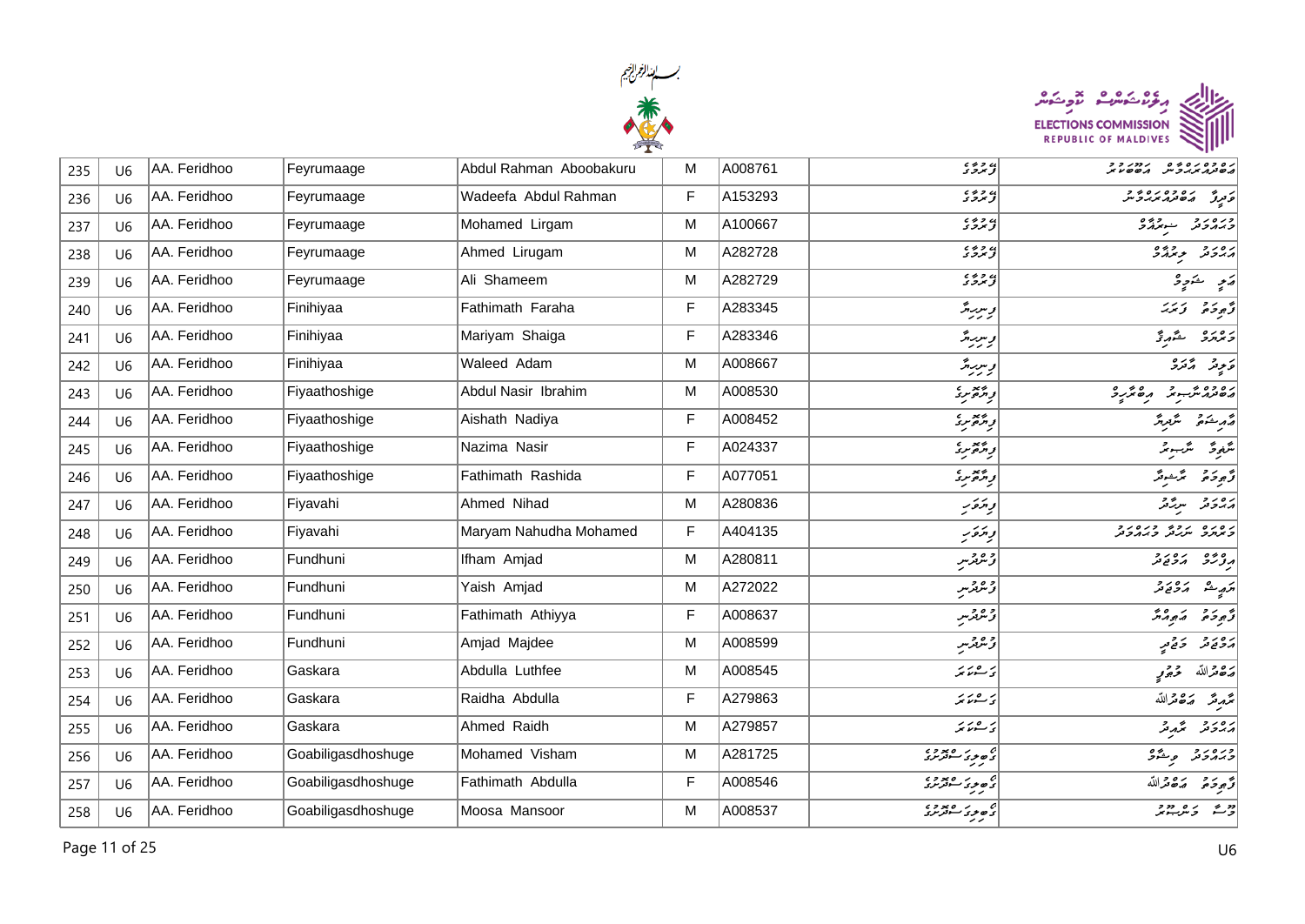| 235 | U6 | AA. Feridhoo | Feyrumaage | Abdul Rahman Aboobakuru | M | A008761 | ފޭރުމާގެ | އަބްދުއްރަޙްމާން އަބޫބަކުރު |
|---|---|---|---|---|---|---|---|---|
| 236 | U6 | AA. Feridhoo | Feyrumaage | Wadeefa Abdul Rahman | F | A153293 | ފޭރުމާގެ | ވަދީފާ އަބްދުއްރަޙްމާން |
| 237 | U6 | AA. Feridhoo | Feyrumaage | Mohamed Lirgam | M | A100667 | ފޭރުމާގެ | މުޙައްމަދު ލިރްގާމް |
| 238 | U6 | AA. Feridhoo | Feyrumaage | Ahmed Lirugam | M | A282728 | ފޭރުމާގެ | އަޙްމަދު ލިރުގާމް |
| 239 | U6 | AA. Feridhoo | Feyrumaage | Ali Shameem | M | A282729 | ފޭރުމާގެ | އަލީ ޝަމީމް |
| 240 | U6 | AA. Feridhoo | Finihiyaa | Fathimath Faraha | F | A283345 | ފިނިހިޔާ | ފާތިމަތު ފަރަހަ |
| 241 | U6 | AA. Feridhoo | Finihiyaa | Mariyam Shaiga | F | A283346 | ފިނިހިޔާ | މަރިޔަމް ޝާއިގާ |
| 242 | U6 | AA. Feridhoo | Finihiyaa | Waleed Adam | M | A008667 | ފިނިހިޔާ | ވަލީދު އާދަމް |
| 243 | U6 | AA. Feridhoo | Fiyaathoshige | Abdul Nasir Ibrahim | M | A008530 | ފިޔާތޮށިގެ | އަބްދުލްނާޞިރު އިބްރާހިމް |
| 244 | U6 | AA. Feridhoo | Fiyaathoshige | Aishath Nadiya | F | A008452 | ފިޔާތޮށިގެ | އާއިޝަތު ނާދިޔާ |
| 245 | U6 | AA. Feridhoo | Fiyaathoshige | Nazima Nasir | F | A024337 | ފިޔާތޮށިގެ | ނާޒިމާ ނާޞިރު |
| 246 | U6 | AA. Feridhoo | Fiyaathoshige | Fathimath Rashida | F | A077051 | ފިޔާތޮށިގެ | ފާތިމަތު ރާޝިދާ |
| 247 | U6 | AA. Feridhoo | Fiyavahi | Ahmed Nihad | M | A280836 | ފިޔަވަހި | އަޙްމަދު ނިހާދު |
| 248 | U6 | AA. Feridhoo | Fiyavahi | Maryam Nahudha Mohamed | F | A404135 | ފިޔަވަހި | މަރްޔަމް ނަހުދާ މުޙައްމަދު |
| 249 | U6 | AA. Feridhoo | Fundhuni | Ifham Amjad | M | A280811 | ފުންދުނި | އިފްހާމް އަމްޖަދު |
| 250 | U6 | AA. Feridhoo | Fundhuni | Yaish Amjad | M | A272022 | ފުންދުނި | ޔައިޝް އަމްޖަދު |
| 251 | U6 | AA. Feridhoo | Fundhuni | Fathimath Athiyya | F | A008637 | ފުންދުނި | ފާތިމަތު އަތިއްޔާ |
| 252 | U6 | AA. Feridhoo | Fundhuni | Amjad Majdee | M | A008599 | ފުންދުނި | އަމްޖަދު މަޖްދީ |
| 253 | U6 | AA. Feridhoo | Gaskara | Abdulla Luthfee | M | A008545 | ގަސްކަރަ | އަބްދުﷲ ލުތުފީ |
| 254 | U6 | AA. Feridhoo | Gaskara | Raidha Abdulla | F | A279863 | ގަސްކަރަ | ރާއިދާ އަބްދުﷲ |
| 255 | U6 | AA. Feridhoo | Gaskara | Ahmed Raidh | M | A279857 | ގަސްކަރަ | އަޙްމަދު ރާއިދު |
| 256 | U6 | AA. Feridhoo | Goabiligasdhoshuge | Mohamed Visham | M | A281725 | ގޯބިލިގަސްދޮށުގެ | މުޙައްމަދު ވިޝާމް |
| 257 | U6 | AA. Feridhoo | Goabiligasdhoshuge | Fathimath Abdulla | F | A008546 | ގޯބިލިގަސްދޮށުގެ | ފާތިމަތު އަބްދުﷲ |
| 258 | U6 | AA. Feridhoo | Goabiligasdhoshuge | Moosa Mansoor | M | A008537 | ގޯބިލިގަސްދޮށުގެ | މޫސާ މަންސޫރު |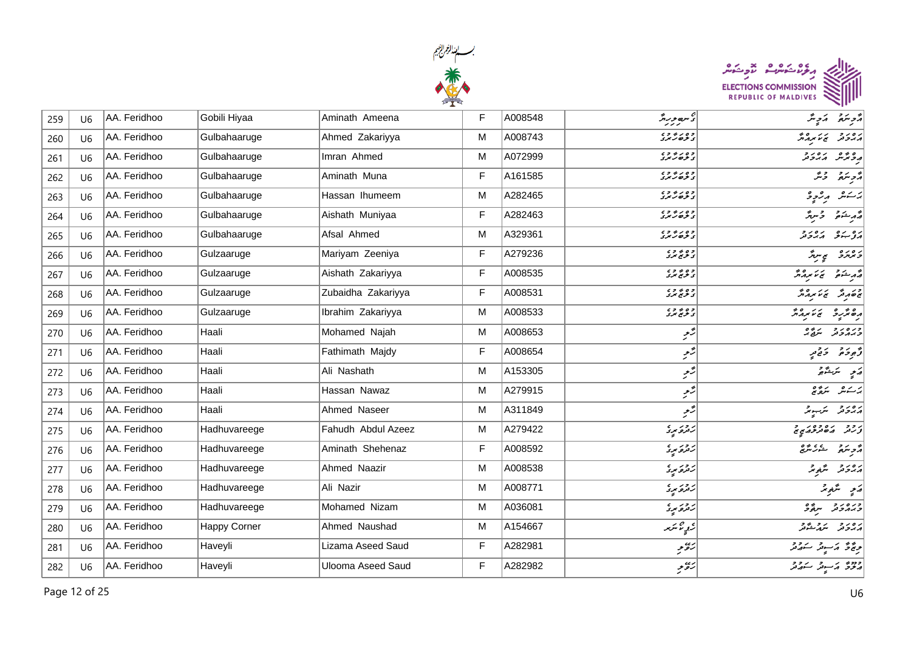| 259 | U6 | AA. Feridhoo | Gobili Hiyaa | Aminath Ameena | F | A008548 | ގޮބިލިހިޔާ | އާމިނަތު އަމީނާ |
|---|---|---|---|---|---|---|---|---|
| 260 | U6 | AA. Feridhoo | Gulbahaaruge | Ahmed Zakariyya | M | A008743 | ގުލްބަހާރުގެ | އަހުމަދު ޒަކަރިއްޔާ |
| 261 | U6 | AA. Feridhoo | Gulbahaaruge | Imran Ahmed | M | A072999 | ގުލްބަހާރުގެ | އިމްރާން އަހުމަދު |
| 262 | U6 | AA. Feridhoo | Gulbahaaruge | Aminath Muna | F | A161585 | ގުލްބަހާރުގެ | އާމިނަތު މުނާ |
| 263 | U6 | AA. Feridhoo | Gulbahaaruge | Hassan Ihumeem | M | A282465 | ގުލްބަހާރުގެ | ހަސަން އިހުމީމް |
| 264 | U6 | AA. Feridhoo | Gulbahaaruge | Aishath Muniyaa | F | A282463 | ގުލްބަހާރުގެ | އައިޝަތު މުނިޔާ |
| 265 | U6 | AA. Feridhoo | Gulbahaaruge | Afsal Ahmed | M | A329361 | ގުލްބަހާރުގެ | އަފްސަލް އަހުމަދު |
| 266 | U6 | AA. Feridhoo | Gulzaaruge | Mariyam Zeeniya | F | A279236 | ގުލްޒާރުގެ | މަރިޔަމް ޒީނިޔާ |
| 267 | U6 | AA. Feridhoo | Gulzaaruge | Aishath Zakariyya | F | A008535 | ގުލްޒާރުގެ | އައިޝަތު ޒަކަރިއްޔާ |
| 268 | U6 | AA. Feridhoo | Gulzaaruge | Zubaidha Zakariyya | F | A008531 | ގުލްޒާރުގެ | ޒުބައިދާ ޒަކަރިއްޔާ |
| 269 | U6 | AA. Feridhoo | Gulzaaruge | Ibrahim Zakariyya | M | A008533 | ގުލްޒާރުގެ | އިބްރާހީމް ޒަކަރިއްޔާ |
| 270 | U6 | AA. Feridhoo | Haali | Mohamed Najah | M | A008653 | ހާލި | މުހައްމަދު ނަޖާހް |
| 271 | U6 | AA. Feridhoo | Haali | Fathimath Majdy | F | A008654 | ހާލި | ފާތިމަތު މަޖްދީ |
| 272 | U6 | AA. Feridhoo | Haali | Ali Nashath | M | A153305 | ހާލި | އަލި ނަޝާތު |
| 273 | U6 | AA. Feridhoo | Haali | Hassan Nawaz | M | A279915 | ހާލި | ހަސަން ނަވާޒް |
| 274 | U6 | AA. Feridhoo | Haali | Ahmed Naseer | M | A311849 | ހާލި | އަހުމަދު ނަސީރު |
| 275 | U6 | AA. Feridhoo | Hadhuvareege | Fahudh Abdul Azeez | M | A279422 | ހަދުވަރީގެ | ފަހުދު އަބްދުލްއަޒީޒް |
| 276 | U6 | AA. Feridhoo | Hadhuvareege | Aminath Shehenaz | F | A008592 | ހަދުވަރީގެ | އާމިނަތު ޝެހެނާޒް |
| 277 | U6 | AA. Feridhoo | Hadhuvareege | Ahmed Naazir | M | A008538 | ހަދުވަރީގެ | އަހުމަދު ނާޒިރު |
| 278 | U6 | AA. Feridhoo | Hadhuvareege | Ali Nazir | M | A008771 | ހަދުވަރީގެ | އަލި ނާޒިރު |
| 279 | U6 | AA. Feridhoo | Hadhuvareege | Mohamed Nizam | M | A036081 | ހަދުވަރީގެ | މުހައްމަދު ނިޒާމް |
| 280 | U6 | AA. Feridhoo | Happy Corner | Ahmed Naushad | M | A154667 | ހެޕީކޯނަރ | އަހުމަދު ނައުޝާދު |
| 281 | U6 | AA. Feridhoo | Haveyli | Lizama Aseed Saud | F | A282981 | ހަވޭލި | ލިޒާމާ އަސީދު ސައުދު |
| 282 | U6 | AA. Feridhoo | Haveyli | Ulooma Aseed Saud | F | A282982 | ހަވޭލި | އުލޫމާ އަސީދު ސައުދު |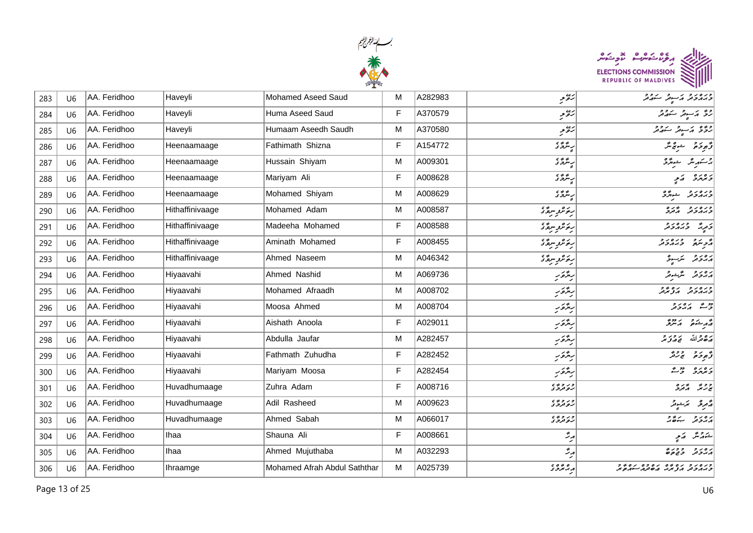| 283 | U6 | AA. Feridhoo | Haveyli | Mohamed Aseed Saud | M | A282983 | ހަވޭލި | މުޙައްމަދު އަސީދު ސައުދު |
|---|---|---|---|---|---|---|---|---|
| 284 | U6 | AA. Feridhoo | Haveyli | Huma Aseed Saud | F | A370579 | ހަވޭލި | ހުމާ އަސީދު ސައުދު |
| 285 | U6 | AA. Feridhoo | Haveyli | Humaam Aseedh Saudh | M | A370580 | ހަވޭލި | ހުމާމް އަސީދު ސައުދު |
| 286 | U6 | AA. Feridhoo | Heenaamaage | Fathimath Shizna | F | A154772 | ހީނާމާގެ | ފާތިމަތު ޝިޒްނާ |
| 287 | U6 | AA. Feridhoo | Heenaamaage | Hussain Shiyam | M | A009301 | ހީނާމާގެ | ހުސައިން ޝިޔާމް |
| 288 | U6 | AA. Feridhoo | Heenaamaage | Mariyam Ali | F | A008628 | ހީނާމާގެ | މަރިޔަމް ޢަލީ |
| 289 | U6 | AA. Feridhoo | Heenaamaage | Mohamed Shiyam | M | A008629 | ހީނާމާގެ | މުޙައްމަދު ޝިޔާމް |
| 290 | U6 | AA. Feridhoo | Hithaffinivaage | Mohamed Adam | M | A008587 | ހިތަފިނިވާގެ | މުޙައްމަދު އާދަމް |
| 291 | U6 | AA. Feridhoo | Hithaffinivaage | Madeeha Mohamed | F | A008588 | ހިތަފިނިވާގެ | މަދީހާ މުޙައްމަދު |
| 292 | U6 | AA. Feridhoo | Hithaffinivaage | Aminath Mohamed | F | A008455 | ހިތަފިނިވާގެ | އާމިނަތު މުޙައްމަދު |
| 293 | U6 | AA. Feridhoo | Hithaffinivaage | Ahmed Naseem | M | A046342 | ހިތަފިނިވާގެ | އަޙްމަދު ނަސީމް |
| 294 | U6 | AA. Feridhoo | Hiyaavahi | Ahmed Nashid | M | A069736 | ހިޔާވަހި | އަޙްމަދު ނާޝިދު |
| 295 | U6 | AA. Feridhoo | Hiyaavahi | Mohamed Afraadh | M | A008702 | ހިޔާވަހި | މުޙައްމަދު އަފްރާދު |
| 296 | U6 | AA. Feridhoo | Hiyaavahi | Moosa Ahmed | M | A008704 | ހިޔާވަހި | މޫސާ އަޙްމަދު |
| 297 | U6 | AA. Feridhoo | Hiyaavahi | Aishath Anoola | F | A029011 | ހިޔާވަހި | އާއިޝަތު އަނޫލާ |
| 298 | U6 | AA. Feridhoo | Hiyaavahi | Abdulla Jaufar | M | A282457 | ހިޔާވަހި | އަބްދުﷲ ޖައުފަރު |
| 299 | U6 | AA. Feridhoo | Hiyaavahi | Fathmath Zuhudha | F | A282452 | ހިޔާވަހި | ފާތިމަތު ޒުހުދާ |
| 300 | U6 | AA. Feridhoo | Hiyaavahi | Mariyam Moosa | F | A282454 | ހިޔާވަހި | މަރިޔަމް މޫސާ |
| 301 | U6 | AA. Feridhoo | Huvadhumaage | Zuhra Adam | F | A008716 | ހުވަދުމާގެ | ޒުހުރާ އާދަމް |
| 302 | U6 | AA. Feridhoo | Huvadhumaage | Adil Rasheed | M | A009623 | ހުވަދުމާގެ | އާދިލް ރަޝީދު |
| 303 | U6 | AA. Feridhoo | Huvadhumaage | Ahmed Sabah | M | A066017 | ހުވަދުމާގެ | އަޙްމަދު ސަބާޙު |
| 304 | U6 | AA. Feridhoo | Ihaa | Shauna Ali | F | A008661 | އިހާ | ޝައުނާ ޢަލީ |
| 305 | U6 | AA. Feridhoo | Ihaa | Ahmed Mujuthaba | M | A032293 | އިހާ | އަޙްމަދު މުޖުތަބާ |
| 306 | U6 | AA. Feridhoo | Ihraamge | Mohamed Afrah Abdul Saththar | M | A025739 | އިޙްރާމްގެ | މުޙައްމަދު އަފްރާހް އަބްދުލްސައްތާރު |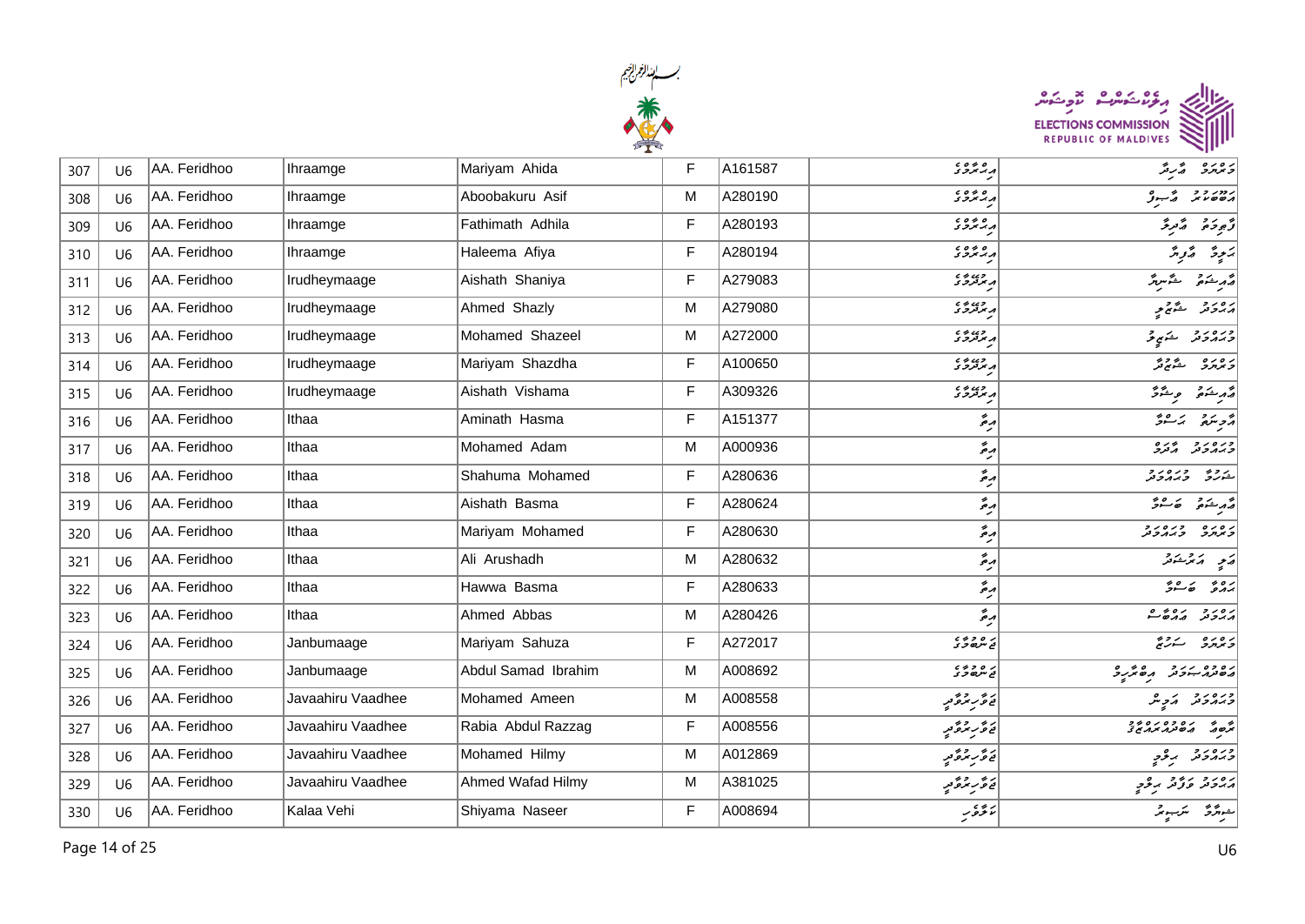| 307 | U6 | AA. Feridhoo | Ihraamge | Mariyam Ahida | F | A161587 | مِرْبُرَّدْ | وَبْرْمَرْ مُرِمُرْ |
|---|---|---|---|---|---|---|---|---|
| 308 | U6 | AA. Feridhoo | Ihraamge | Aboobakuru Asif | M | A280190 | مِرْبُرَّدْ | مَقَّوَنْمَرْ مُسِيْوْ |
| 309 | U6 | AA. Feridhoo | Ihraamge | Fathimath Adhila | F | A280193 | مِرْبُرَّدْ | ﺯَوِدَمْ مُدِرْمُرْ |
| 310 | U6 | AA. Feridhoo | Ihraamge | Haleema Afiya | F | A280194 | مِرْبُرَّدْ | بَرِدْمُ مُوِمُرْ |
| 311 | U6 | AA. Feridhoo | Irudheymaage | Aishath Shaniya | F | A279083 | مِرْمَرْدْرْ | مُمِسْمَرْ شُسِمُرْ |
| 312 | U6 | AA. Feridhoo | Irudheymaage | Ahmed Shazly | M | A279080 | مِرْمَرْدْرْ | مَرْدَدْ شُجُوِ |
| 313 | U6 | AA. Feridhoo | Irudheymaage | Mohamed Shazeel | M | A272000 | مِرْمَرْدْرْ | دِرْمَدْدْ شَجِيْدْ |
| 314 | U6 | AA. Feridhoo | Irudheymaage | Mariyam Shazdha | F | A100650 | مِرْمَرْدْرْ | وَبْرْمَرْ شُجُمَرْ |
| 315 | U6 | AA. Feridhoo | Irudheymaage | Aishath Vishama | F | A309326 | مِرْمَرْدْرْ | مُمِسْمَرْ وِشُمُ |
| 316 | U6 | AA. Feridhoo | Ithaa | Aminath Hasma | F | A151377 | مِمُّ | مُوِسَمْ بَرْسُوْ |
| 317 | U6 | AA. Feridhoo | Ithaa | Mohamed Adam | M | A000936 | مِمُّ | دِرْمَدْدْ مُمَرْوْ |
| 318 | U6 | AA. Feridhoo | Ithaa | Shahuma Mohamed | F | A280636 | مِمُّ | شَرُوْ دِرْمَدْدْ |
| 319 | U6 | AA. Feridhoo | Ithaa | Aishath Basma | F | A280624 | مِمُّ | مُمِسْمَرْ صَسُوْ |
| 320 | U6 | AA. Feridhoo | Ithaa | Mariyam Mohamed | F | A280630 | مِمُّ | وَبْرْمَرْ دِرْمَدْدْ |
| 321 | U6 | AA. Feridhoo | Ithaa | Ali Arushadh | M | A280632 | مِمُّ | مَعِ مَبْرْشَمْ |
| 322 | U6 | AA. Feridhoo | Ithaa | Hawwa Basma | F | A280633 | مِمُّ | بَرْمُ صَسُوْ |
| 323 | U6 | AA. Feridhoo | Ithaa | Ahmed Abbas | M | A280426 | مِمُّ | مَرْدَدْ مَرْصَسْ |
| 324 | U6 | AA. Feridhoo | Janbumaage | Mariyam Sahuza | F | A272017 | يَسْمَوُدْ | وَبْرْمَرْ سَرْجَ |
| 325 | U6 | AA. Feridhoo | Janbumaage | Abdul Samad Ibrahim | M | A008692 | يَسْمَوُدْ | مَصْمَرْسَوَدْ مِصْمَرِوْ |
| 326 | U6 | AA. Feridhoo | Javaahiru Vaadhee | Mohamed Ameen | M | A008558 | يَوُرِبْرُوِ | دِرْمَدْدْ مَرِسْ |
| 327 | U6 | AA. Feridhoo | Javaahiru Vaadhee | Rabia Abdul Razzag | F | A008556 | يَوُرِبْرُوِ | بُرْصِمَّ مَصْمَرْمَرْمَجِي |
| 328 | U6 | AA. Feridhoo | Javaahiru Vaadhee | Mohamed Hilmy | M | A012869 | يَوُرِبْرُوِ | دِرْمَدْدْ بِرْوِ |
| 329 | U6 | AA. Feridhoo | Javaahiru Vaadhee | Ahmed Wafad Hilmy | M | A381025 | يَوُرِبْرُوِ | مَرْدَدْ وَوُمْ بِرْوِ |
| 330 | U6 | AA. Feridhoo | Kalaa Vehi | Shiyama Naseer | F | A008694 | مَرُوْرِ | شِمَرُ سَرِسِبْرْ |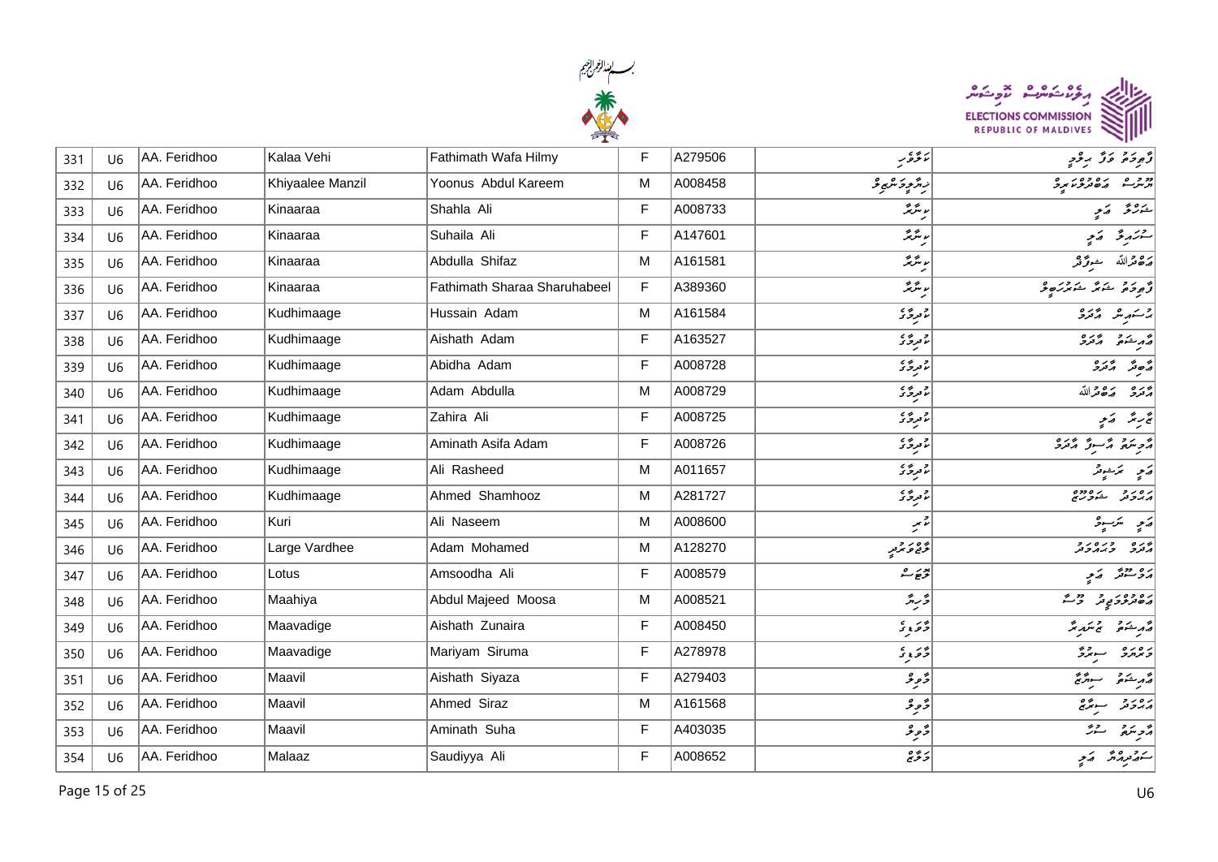| 331 | U6 | AA. Feridhoo | Kalaa Vehi | Fathimath Wafa Hilmy | F | A279506 | ކަލާވެހި | ފާތިމަތު ވަފާ ހިލްމީ |
|---|---|---|---|---|---|---|---|---|
| 332 | U6 | AA. Feridhoo | Khiyaalee Manzil | Yoonus Abdul Kareem | M | A008458 | ޚިޔާލީމަންޒިލް | ޔޫނުސް އަބްދުލްކަރީމް |
| 333 | U6 | AA. Feridhoo | Kinaaraa | Shahla Ali | F | A008733 | ކިނާރާ | ޝަހްލާ އަލި |
| 334 | U6 | AA. Feridhoo | Kinaaraa | Suhaila Ali | F | A147601 | ކިނާރާ | ސުހައިލާ އަލި |
| 335 | U6 | AA. Feridhoo | Kinaaraa | Abdulla Shifaz | M | A161581 | ކިނާރާ | އަބްދުﷲ ޝިފާޒު |
| 336 | U6 | AA. Feridhoo | Kinaaraa | Fathimath Sharaa Sharuhabeel | F | A389360 | ކިނާރާ | ފާތިމަތު ޝަރާ ޝަރުހަބީލް |
| 337 | U6 | AA. Feridhoo | Kudhimaage | Hussain Adam | M | A161584 | ކުދިމާގެ | ހުސައިން އާދަމް |
| 338 | U6 | AA. Feridhoo | Kudhimaage | Aishath Adam | F | A163527 | ކުދިމާގެ | އައިޝަތު އާދަމް |
| 339 | U6 | AA. Feridhoo | Kudhimaage | Abidha Adam | F | A008728 | ކުދިމާގެ | އާބިދާ އާދަމް |
| 340 | U6 | AA. Feridhoo | Kudhimaage | Adam Abdulla | M | A008729 | ކުދިމާގެ | އާދަމް އަބްދުﷲ |
| 341 | U6 | AA. Feridhoo | Kudhimaage | Zahira Ali | F | A008725 | ކުދިމާގެ | ޒާހިރާ އަލި |
| 342 | U6 | AA. Feridhoo | Kudhimaage | Aminath Asifa Adam | F | A008726 | ކުދިމާގެ | އާމިނަތު އާސިފާ އާދަމް |
| 343 | U6 | AA. Feridhoo | Kudhimaage | Ali Rasheed | M | A011657 | ކުދިމާގެ | އަލި ރަޝީދު |
| 344 | U6 | AA. Feridhoo | Kudhimaage | Ahmed Shamhooz | M | A281727 | ކުދިމާގެ | އަޙްމަދު ޝަމްހޫޒު |
| 345 | U6 | AA. Feridhoo | Kuri | Ali Naseem | M | A008600 | ކުރި | އަލި ނަސީމް |
| 346 | U6 | AA. Feridhoo | Large Vardhee | Adam Mohamed | M | A128270 | ލާޖްވަރދީ | އާދަމް މުޙައްމަދު |
| 347 | U6 | AA. Feridhoo | Lotus | Amsoodha Ali | F | A008579 | ލޯޓަސް | އަމްސޫދާ އަލި |
| 348 | U6 | AA. Feridhoo | Maahiya | Abdul Majeed Moosa | M | A008521 | މާހިޔާ | އަބްދުލްމަޖީދު މޫސާ |
| 349 | U6 | AA. Feridhoo | Maavadige | Aishath Zunaira | F | A008450 | މާވަޑިގެ | އައިޝަތު ޒުނައިރާ |
| 350 | U6 | AA. Feridhoo | Maavadige | Mariyam Siruma | F | A278978 | މާވަޑިގެ | މަރިޔަމް ސިރުމާ |
| 351 | U6 | AA. Feridhoo | Maavil | Aishath Siyaza | F | A279403 | މާވިލް | އައިޝަތު ސިޔާޒާ |
| 352 | U6 | AA. Feridhoo | Maavil | Ahmed Siraz | M | A161568 | މާވިލް | އަޙްމަދު ސިރާޒު |
| 353 | U6 | AA. Feridhoo | Maavil | Aminath Suha | F | A403035 | މާވިލް | އާމިނަތު ސުހާ |
| 354 | U6 | AA. Feridhoo | Malaaz | Saudiyya Ali | F | A008652 | މަލާޛު | ސައުދިއްޔާ އަލި |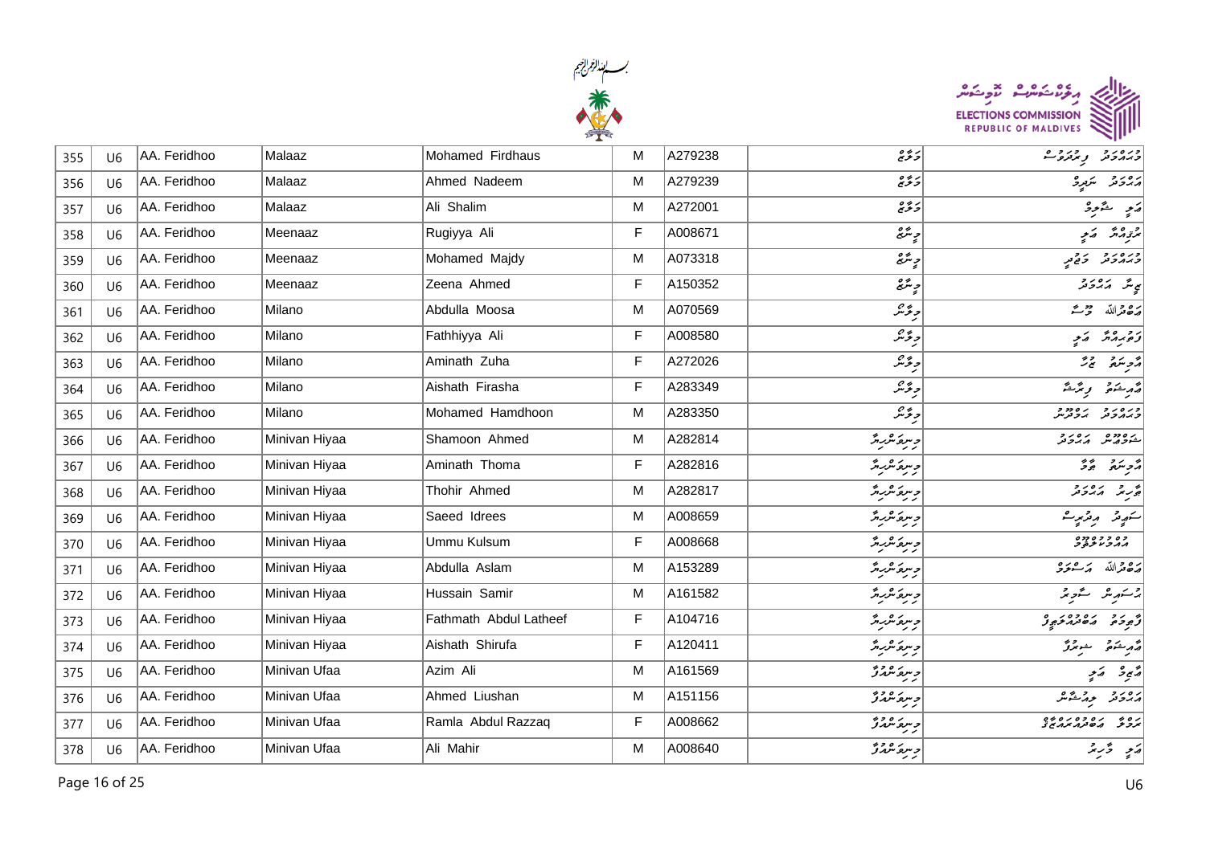| 355 | U6 | AA. Feridhoo | Malaaz | Mohamed Firdhaus | M | A279238 | ޝަމާލަ | މުޙައްމަދު ފިރުދައުސް |
|---|---|---|---|---|---|---|---|---|
| 356 | U6 | AA. Feridhoo | Malaaz | Ahmed Nadeem | M | A279239 | ޝަމާލަ | އަޙްމަދު ނަދީމް |
| 357 | U6 | AA. Feridhoo | Malaaz | Ali Shalim | M | A272001 | ޝަމާލަ | އަލީ ޝާލިމް |
| 358 | U6 | AA. Feridhoo | Meenaaz | Rugiyya Ali | F | A008671 | މީނާޒް | ރުގިއްޔާ އަލީ |
| 359 | U6 | AA. Feridhoo | Meenaaz | Mohamed Majdy | M | A073318 | މީނާޒް | މުޙައްމަދު މަޖްދީ |
| 360 | U6 | AA. Feridhoo | Meenaaz | Zeena Ahmed | F | A150352 | މީނާޒް | ޒީނާ އަޙްމަދު |
| 361 | U6 | AA. Feridhoo | Milano | Abdulla Moosa | M | A070569 | މިލާނޯ | އަބްދުﷲ މޫސާ |
| 362 | U6 | AA. Feridhoo | Milano | Fathhiyya Ali | F | A008580 | މިލާނޯ | ފަތުޙިއްޔާ އަލީ |
| 363 | U6 | AA. Feridhoo | Milano | Aminath Zuha | F | A272026 | މިލާނޯ | އާމިނަތު ޟުހާ |
| 364 | U6 | AA. Feridhoo | Milano | Aishath Firasha | F | A283349 | މިލާނޯ | އާއިޝަތު ފިރާޝާ |
| 365 | U6 | AA. Feridhoo | Milano | Mohamed Hamdhoon | M | A283350 | މިލާނޯ | މުޙައްމަދު ހަމްދޫން |
| 366 | U6 | AA. Feridhoo | Minivan Hiyaa | Shamoon Ahmed | M | A282814 | މިނިވަންހިޔާ | ޝަމްޢޫން އަޙްމަދު |
| 367 | U6 | AA. Feridhoo | Minivan Hiyaa | Aminath Thoma | F | A282816 | މިނިވަންހިޔާ | އާމިނަތު ތޯމާ |
| 368 | U6 | AA. Feridhoo | Minivan Hiyaa | Thohir Ahmed | M | A282817 | މިނިވަންހިޔާ | ޠާހިރު އަޙްމަދު |
| 369 | U6 | AA. Feridhoo | Minivan Hiyaa | Saeed Idrees | M | A008659 | މިނިވަންހިޔާ | ސަޢީދު އިދްރީސް |
| 370 | U6 | AA. Feridhoo | Minivan Hiyaa | Ummu Kulsum | F | A008668 | މިނިވަންހިޔާ | އުއްމުކުލްސޫމް |
| 371 | U6 | AA. Feridhoo | Minivan Hiyaa | Abdulla Aslam | M | A153289 | މިނިވަންހިޔާ | އަބްދުﷲ އަސްލަމް |
| 372 | U6 | AA. Feridhoo | Minivan Hiyaa | Hussain Samir | M | A161582 | މިނިވަންހިޔާ | ހުސައިން ސާމިރު |
| 373 | U6 | AA. Feridhoo | Minivan Hiyaa | Fathmath Abdul Latheef | F | A104716 | މިނިވަންހިޔާ | ފާތިމަތު އަބްދުއްލަޠީފު |
| 374 | U6 | AA. Feridhoo | Minivan Hiyaa | Aishath Shirufa | F | A120411 | މިނިވަންހިޔާ | އާއިޝަތު ޝިރުފާ |
| 375 | U6 | AA. Feridhoo | Minivan Ufaa | Azim Ali | M | A161569 | މިނިވަންއުފާ | އާޒިމް އަލީ |
| 376 | U6 | AA. Feridhoo | Minivan Ufaa | Ahmed Liushan | M | A151156 | މިނިވަންއުފާ | އަޙްމަދު ލިއުޝާން |
| 377 | U6 | AA. Feridhoo | Minivan Ufaa | Ramla Abdul Razzaq | F | A008662 | މިނިވަންއުފާ | ރަމްލާ އަބްދުއްރައްޒާޤު |
| 378 | U6 | AA. Feridhoo | Minivan Ufaa | Ali Mahir | M | A008640 | މިނިވަންއުފާ | އަލީ މާހިރު |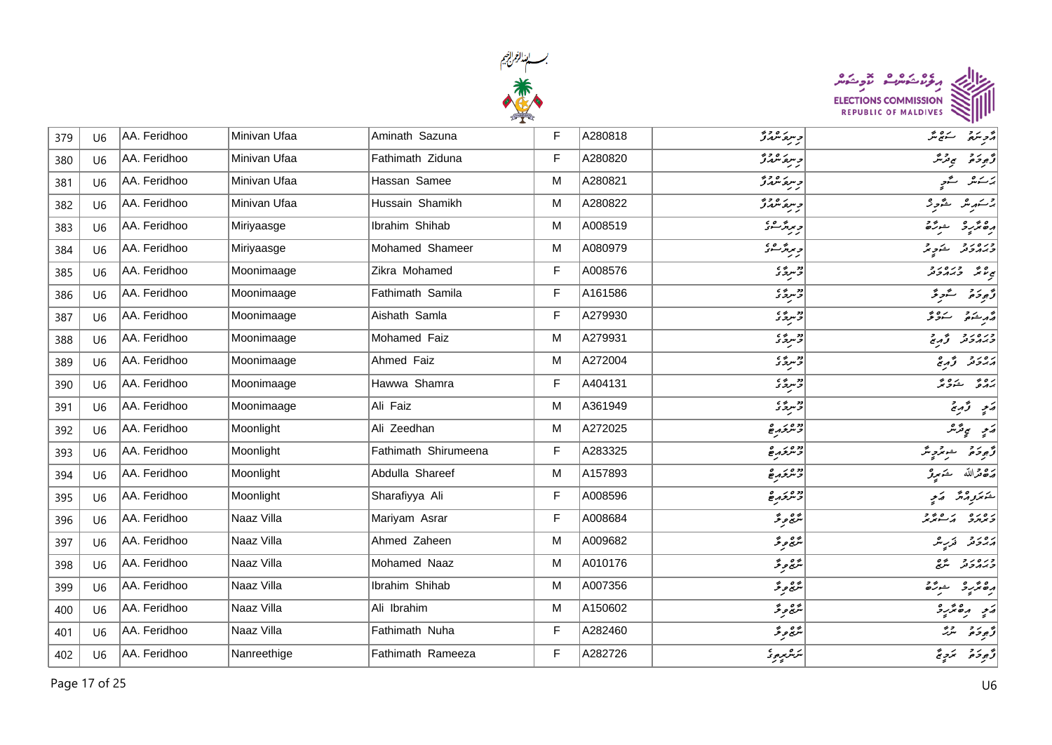| 379 | U6 | AA. Feridhoo | Minivan Ufaa | Aminath Sazuna | F | A280818 | ޑިސިވަންއުފާ | އާމިނަތު ސަޒުނާ |
|---|---|---|---|---|---|---|---|---|
| 380 | U6 | AA. Feridhoo | Minivan Ufaa | Fathimath Ziduna | F | A280820 | ޑިސިވަންއުފާ | ފާތިމަތު ޒިދުނާ |
| 381 | U6 | AA. Feridhoo | Minivan Ufaa | Hassan Samee | M | A280821 | ޑިސިވަންއުފާ | ހަސަން ސާމީ |
| 382 | U6 | AA. Feridhoo | Minivan Ufaa | Hussain Shamikh | M | A280822 | ޑިސިވަންއުފާ | ހުސައިން ޝާމިހު |
| 383 | U6 | AA. Feridhoo | Miriyaasge | Ibrahim Shihab | M | A008519 | މިރިޔާސްގެ | އިބްރާހީމް ޝިހާބް |
| 384 | U6 | AA. Feridhoo | Miriyaasge | Mohamed Shameer | M | A080979 | މިރިޔާސްގެ | މުހައްމަދު ޝަމީރު |
| 385 | U6 | AA. Feridhoo | Moonimaage | Zikra Mohamed | F | A008576 | މޫނިމާގެ | ޒިކްރާ މުހައްމަދު |
| 386 | U6 | AA. Feridhoo | Moonimaage | Fathimath Samila | F | A161586 | މޫނިމާގެ | ފާތިމަތު ސާމިލާ |
| 387 | U6 | AA. Feridhoo | Moonimaage | Aishath Samla | F | A279930 | މޫނިމާގެ | އާއިޝަތު ސަމްލާ |
| 388 | U6 | AA. Feridhoo | Moonimaage | Mohamed Faiz | M | A279931 | މޫނިމާގެ | މުހައްމަދު ފާއިޒު |
| 389 | U6 | AA. Feridhoo | Moonimaage | Ahmed Faiz | M | A272004 | މޫނިމާގެ | އަހްމަދު ފާއިޒު |
| 390 | U6 | AA. Feridhoo | Moonimaage | Hawwa Shamra | F | A404131 | މޫނިމާގެ | ހައްވާ ޝަމްރާ |
| 391 | U6 | AA. Feridhoo | Moonimaage | Ali Faiz | M | A361949 | މޫނިމާގެ | އަލި ފާއިޒު |
| 392 | U6 | AA. Feridhoo | Moonlight | Ali Zeedhan | M | A272025 | މޫންލައިޓް | އަލި ޒީދާން |
| 393 | U6 | AA. Feridhoo | Moonlight | Fathimath Shirumeena | F | A283325 | މޫންލައިޓް | ފާތިމަތު ޝިރުމީނާ |
| 394 | U6 | AA. Feridhoo | Moonlight | Abdulla Shareef | M | A157893 | މޫންލައިޓް | އަބްދުﷲ ޝަރީފް |
| 395 | U6 | AA. Feridhoo | Moonlight | Sharafiyya Ali | F | A008596 | މޫންލައިޓް | ޝަރަފިއްޔާ އަލި |
| 396 | U6 | AA. Feridhoo | Naaz Villa | Mariyam Asrar | F | A008684 | ނާޒްވިލާ | މަރިޔަމް އަސްރާރު |
| 397 | U6 | AA. Feridhoo | Naaz Villa | Ahmed Zaheen | M | A009682 | ނާޒްވިލާ | އަހްމަދު ޒަހީން |
| 398 | U6 | AA. Feridhoo | Naaz Villa | Mohamed Naaz | M | A010176 | ނާޒްވިލާ | މުހައްމަދު ނާޒް |
| 399 | U6 | AA. Feridhoo | Naaz Villa | Ibrahim Shihab | M | A007356 | ނާޒްވިލާ | އިބްރާހީމް ޝިހާބް |
| 400 | U6 | AA. Feridhoo | Naaz Villa | Ali Ibrahim | M | A150602 | ނާޒްވިލާ | އަލި އިބްރާހީމް |
| 401 | U6 | AA. Feridhoo | Naaz Villa | Fathimath Nuha | F | A282460 | ނާޒްވިލާ | ފާތިމަތު ނުހާ |
| 402 | U6 | AA. Feridhoo | Nanreethige | Fathimath Rameeza | F | A282726 | ނަންރީތިގެ | ފާތިމަތު ރަމީޒާ |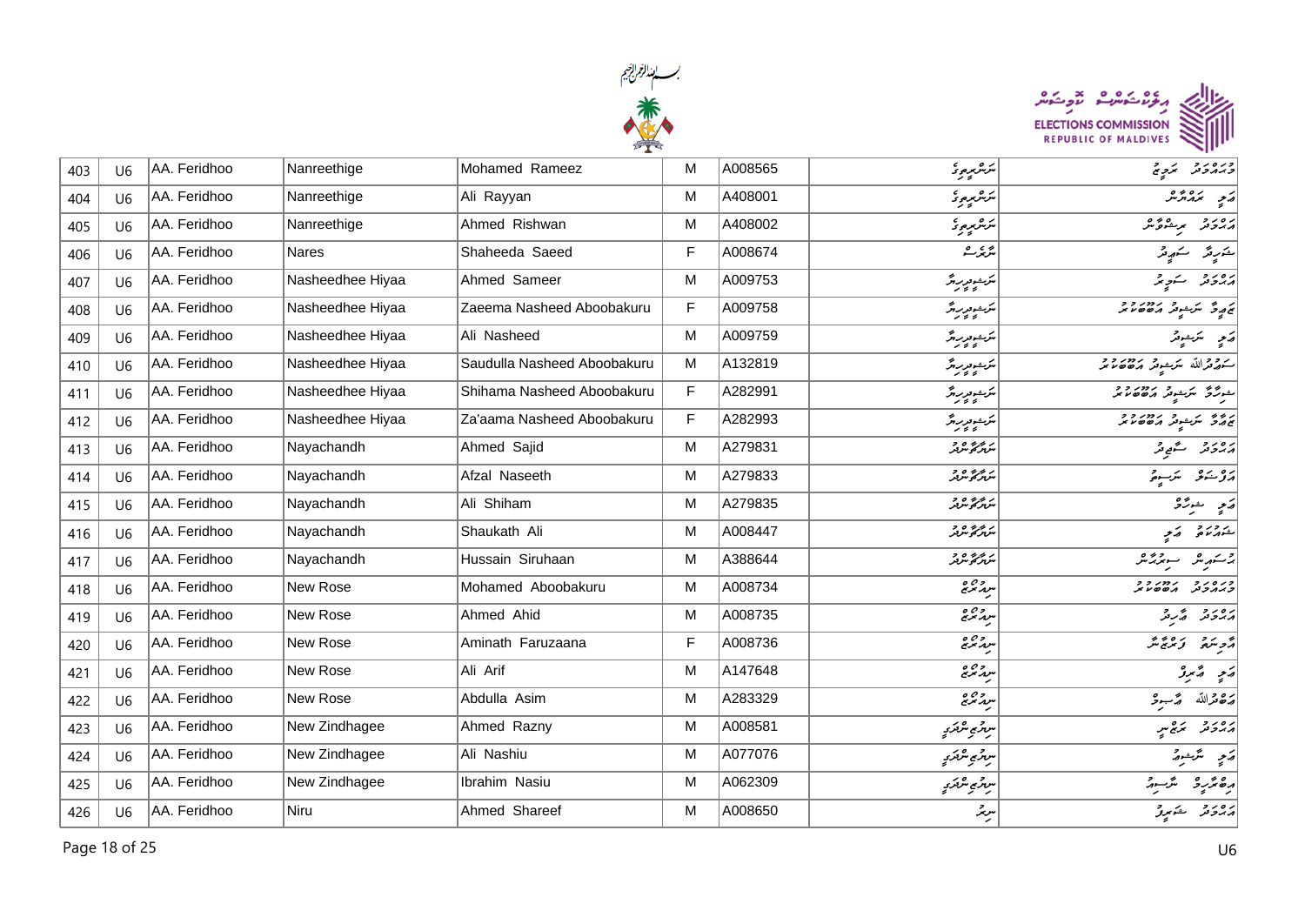| 403 | U6 | AA. Feridhoo | Nanreethige | Mohamed Rameez | M | A008565 | ނަންރީތިގެ | މުޙައްމަދު ރަމީޒު |
|---|---|---|---|---|---|---|---|---|
| 404 | U6 | AA. Feridhoo | Nanreethige | Ali Rayyan | M | A408001 | ނަންރީތިގެ | ޢަލީ ރައްޔާން |
| 405 | U6 | AA. Feridhoo | Nanreethige | Ahmed Rishwan | M | A408002 | ނަންރީތިގެ | އަޙްމަދު ރިޝްވާން |
| 406 | U6 | AA. Feridhoo | Nares | Shaheeda Saeed | F | A008674 | ނާރެސް | ޝަހީދާ ސައީދު |
| 407 | U6 | AA. Feridhoo | Nasheedhee Hiyaa | Ahmed Sameer | M | A009753 | ނަޝީދީހިޔާ | އަޙްމަދު ސަމީރު |
| 408 | U6 | AA. Feridhoo | Nasheedhee Hiyaa | Zaeema Nasheed Aboobakuru | F | A009758 | ނަޝީދީހިޔާ | ޒައީމާ ނަޝީދު އަބޫބަކުރު |
| 409 | U6 | AA. Feridhoo | Nasheedhee Hiyaa | Ali Nasheed | M | A009759 | ނަޝީދީހިޔާ | ޢަލީ ނަޝީދު |
| 410 | U6 | AA. Feridhoo | Nasheedhee Hiyaa | Saudulla Nasheed Aboobakuru | M | A132819 | ނަޝީދީހިޔާ | ސައުދުﷲ ނަޝީދު އަބޫބަކުރު |
| 411 | U6 | AA. Feridhoo | Nasheedhee Hiyaa | Shihama Nasheed Aboobakuru | F | A282991 | ނަޝީދީހިޔާ | ޝިހާމާ ނަޝީދު އަބޫބަކުރު |
| 412 | U6 | AA. Feridhoo | Nasheedhee Hiyaa | Za'aama Nasheed Aboobakuru | F | A282993 | ނަޝީދީހިޔާ | ޒައާމާ ނަޝީދު އަބޫބަކުރު |
| 413 | U6 | AA. Feridhoo | Nayachandh | Ahmed Sajid | M | A279831 | ނަޔާޗަންދު | އަޙްމަދު ސާޖިދު |
| 414 | U6 | AA. Feridhoo | Nayachandh | Afzal Naseeth | M | A279833 | ނަޔާޗަންދު | އަފްޒަލް ނަސީތު |
| 415 | U6 | AA. Feridhoo | Nayachandh | Ali Shiham | M | A279835 | ނަޔާޗަންދު | ޢަލީ ޝިހާމް |
| 416 | U6 | AA. Feridhoo | Nayachandh | Shaukath Ali | M | A008447 | ނަޔާޗަންދު | ޝައުކަތު ޢަލީ |
| 417 | U6 | AA. Feridhoo | Nayachandh | Hussain Siruhaan | M | A388644 | ނަޔާޗަންދު | ޙުސައިން ސިރުހާން |
| 418 | U6 | AA. Feridhoo | New Rose | Mohamed Aboobakuru | M | A008734 | ނިއުރޯޒް | މުޙައްމަދު އަބޫބަކުރު |
| 419 | U6 | AA. Feridhoo | New Rose | Ahmed Ahid | M | A008735 | ނިއުރޯޒް | އަޙްމަދު އާހިދު |
| 420 | U6 | AA. Feridhoo | New Rose | Aminath Faruzaana | F | A008736 | ނިއުރޯޒް | އާމިނަތު ފަރުޒާނާ |
| 421 | U6 | AA. Feridhoo | New Rose | Ali Arif | M | A147648 | ނިއުރޯޒް | ޢަލީ އާރިފު |
| 422 | U6 | AA. Feridhoo | New Rose | Abdulla Asim | M | A283329 | ނިއުރޯޒް | ޢަބްދުﷲ އާސިމް |
| 423 | U6 | AA. Feridhoo | New Zindhagee | Ahmed Razny | M | A008581 | ނިއުޒިންދަގީ | އަޙްމަދު ރަޒްނީ |
| 424 | U6 | AA. Feridhoo | New Zindhagee | Ali Nashiu | M | A077076 | ނިއުޒިންދަގީ | ޢަލީ ނާޝިއު |
| 425 | U6 | AA. Feridhoo | New Zindhagee | Ibrahim Nasiu | M | A062309 | ނިއުޒިންދަގީ | އިބްރާހީމް ނާސިއު |
| 426 | U6 | AA. Feridhoo | Niru | Ahmed Shareef | M | A008650 | ނިރު | އަޙްމަދު ޝަރީފު |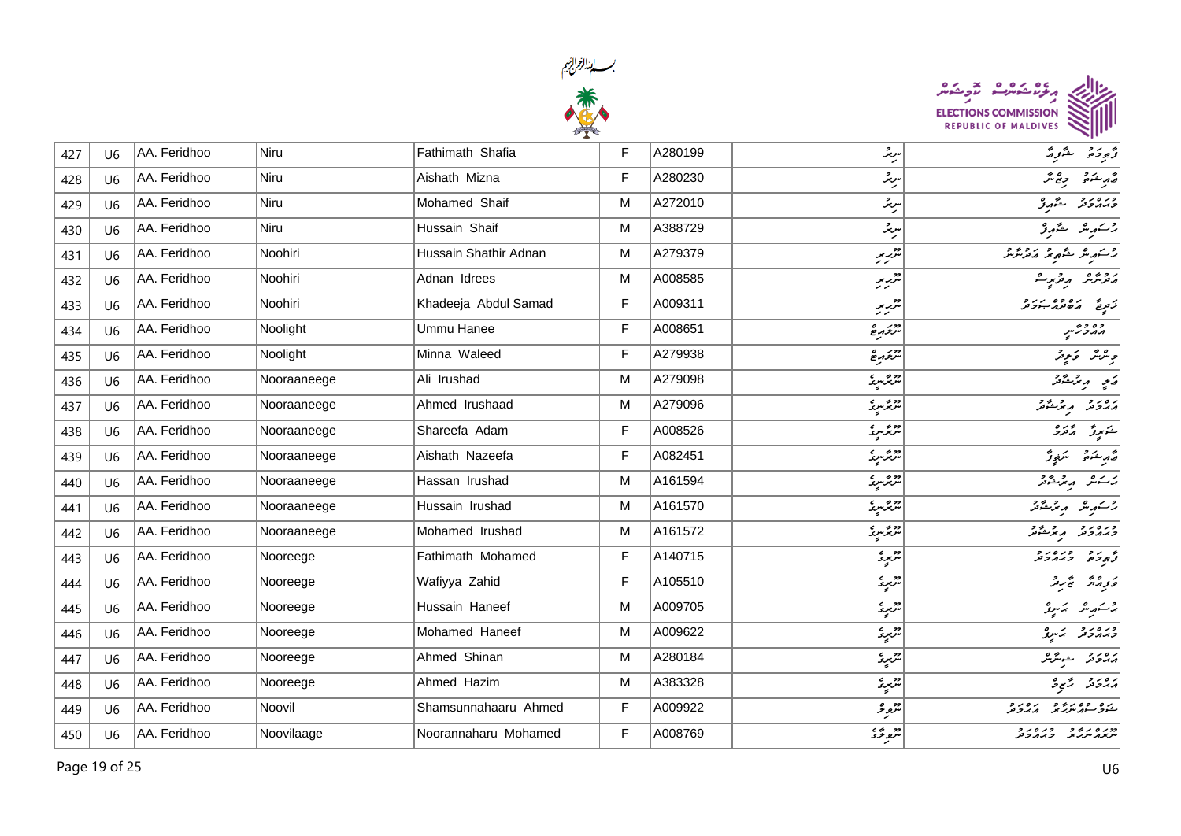| 427 | U6 | AA. Feridhoo | Niru | Fathimath Shafia | F | A280199 | سِرِ | ژُهِوَدُ شَرُوِرُ |
|---|---|---|---|---|---|---|---|---|
| 428 | U6 | AA. Feridhoo | Niru | Aishath Mizna | F | A280230 | سِرِ | ݥَرِشَوُ وِجْسَ |
| 429 | U6 | AA. Feridhoo | Niru | Mohamed Shaif | M | A272010 | سِرِ | وُرَرُوَدُ شَرُمِوْ |
| 430 | U6 | AA. Feridhoo | Niru | Hussain Shaif | M | A388729 | سِرِ | رُسَمرِسْ شَرُمِوْ |
| 431 | U6 | AA. Feridhoo | Noohiri | Hussain Shathir Adnan | M | A279379 | سُرِبِرِ | رُسَمرِسْ شَرُمِرُ رَدُسَرُسْ |
| 432 | U6 | AA. Feridhoo | Noohiri | Adnan Idrees | M | A008585 | سُرِبِرِ | رَدُسَرُسْ مِرُمِرِسْ |
| 433 | U6 | AA. Feridhoo | Noohiri | Khadeeja Abdul Samad | F | A009311 | سُرِبِرِ | زَمِرِقَّ رَەدُەرَدُ |
| 434 | U6 | AA. Feridhoo | Noolight | Ummu Hanee | F | A008651 | سُرُدَرِعْ | رُمُرُ رُسِ |
| 435 | U6 | AA. Feridhoo | Noolight | Minna Waleed | F | A279938 | سُرُدَرِعْ | وِسْرَسْ دَوِدُ |
| 436 | U6 | AA. Feridhoo | Nooraaneege | Ali Irushad | M | A279098 | سُرُرَسِرِي | رَمِ مِرُرُسُدُ |
| 437 | U6 | AA. Feridhoo | Nooraaneege | Ahmed Irushaad | M | A279096 | سُرُرَسِرِي | رَرُوَدُ مِرُرُسُدُ |
| 438 | U6 | AA. Feridhoo | Nooraaneege | Shareefa Adam | F | A008526 | سُرُرَسِرِي | شَمِرِوَّ رُرَدُ |
| 439 | U6 | AA. Feridhoo | Nooraaneege | Aishath Nazeefa | F | A082451 | سُرُرَسِرِي | ݥَرِشَوُ سَمِرِوَّ |
| 440 | U6 | AA. Feridhoo | Nooraaneege | Hassan Irushad | M | A161594 | سُرُرَسِرِي | رَسَسْ مِرُرُسُدُ |
| 441 | U6 | AA. Feridhoo | Nooraaneege | Hussain Irushad | M | A161570 | سُرُرَسِرِي | رُسَمرِسْ مِرُرُسُدُ |
| 442 | U6 | AA. Feridhoo | Nooraaneege | Mohamed Irushad | M | A161572 | سُرُرَسِرِي | وُرَرُوَدُ مِرُرُسُدُ |
| 443 | U6 | AA. Feridhoo | Nooreege | Fathimath Mohamed | F | A140715 | سُرِرِي | ژُهِوَدُ وُرَرُوَدُ |
| 444 | U6 | AA. Feridhoo | Nooreege | Wafiyya Zahid | F | A105510 | سُرِرِي | دَوِرُرُ تُرِرُ |
| 445 | U6 | AA. Feridhoo | Nooreege | Hussain Haneef | M | A009705 | سُرِرِي | رُسَمرِسْ رَسِرِوْ |
| 446 | U6 | AA. Feridhoo | Nooreege | Mohamed Haneef | M | A009622 | سُرِرِي | وُرَرُوَدُ رَسِرِوْ |
| 447 | U6 | AA. Feridhoo | Nooreege | Ahmed Shinan | M | A280184 | سُرِرِي | رَرُوَدُ شِسَرُسْ |
| 448 | U6 | AA. Feridhoo | Nooreege | Ahmed Hazim | M | A383328 | سُرِرِي | رَرُوَدُ رُمِوْ |
| 449 | U6 | AA. Feridhoo | Noovil | Shamsunnahaaru Ahmed | F | A009922 | سُرِوْ | شَوْسُرُسَرُرُ رَرُوَدُ |
| 450 | U6 | AA. Feridhoo | Noovilaage | Noorannaharu Mohamed | F | A008769 | سُرِوَرُي | سُرَرُسَرَرُ وُرَرُوَدُ |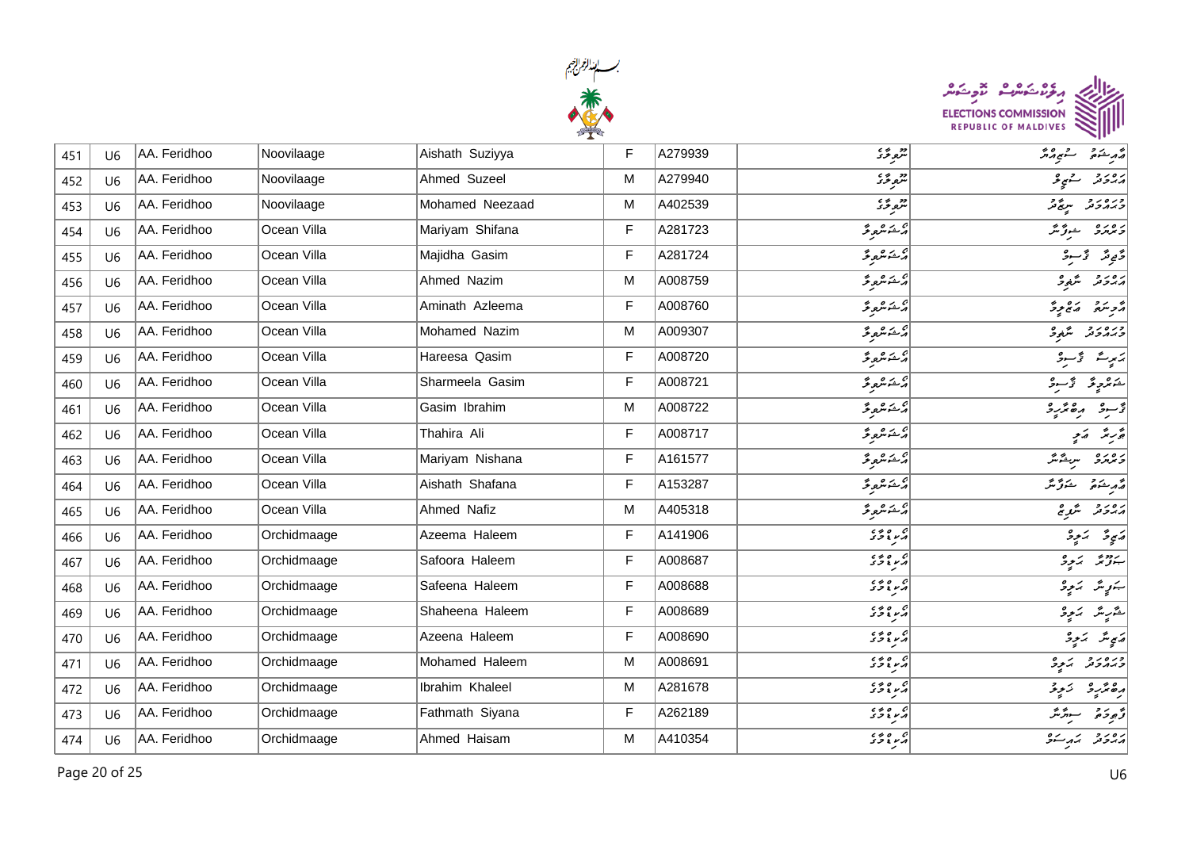| 451 | U6 | AA. Feridhoo | Noovilaage | Aishath Suziyya | F | A279939 | ނޫވިލާގެ | އައިޝަތު ސުޒިއްޔާ |
|---|---|---|---|---|---|---|---|---|
| 452 | U6 | AA. Feridhoo | Noovilaage | Ahmed Suzeel | M | A279940 | ނޫވިލާގެ | އަޙްމަދު ސުޒީލް |
| 453 | U6 | AA. Feridhoo | Noovilaage | Mohamed Neezaad | M | A402539 | ނޫވިލާގެ | މުޙައްމަދު ނީޒާދު |
| 454 | U6 | AA. Feridhoo | Ocean Villa | Mariyam Shifana | F | A281723 | އޯޝަންވިލާ | މަރްޔަމް ޝިފާނާ |
| 455 | U6 | AA. Feridhoo | Ocean Villa | Majidha Gasim | F | A281724 | އޯޝަންވިލާ | މާޖިދާ ޤާސިމް |
| 456 | U6 | AA. Feridhoo | Ocean Villa | Ahmed Nazim | M | A008759 | އޯޝަންވިލާ | އަޙްމަދު ނާޒިމް |
| 457 | U6 | AA. Feridhoo | Ocean Villa | Aminath Azleema | F | A008760 | އޯޝަންވިލާ | އާމިނަތު އަޒްލީމާ |
| 458 | U6 | AA. Feridhoo | Ocean Villa | Mohamed Nazim | M | A009307 | އޯޝަންވިލާ | މުޙައްމަދު ނާޒިމް |
| 459 | U6 | AA. Feridhoo | Ocean Villa | Hareesa Qasim | F | A008720 | އޯޝަންވިލާ | ހަރީސާ ޤާސިމް |
| 460 | U6 | AA. Feridhoo | Ocean Villa | Sharmeela Gasim | F | A008721 | އޯޝަންވިލާ | ޝަރްމީލާ ޤާސިމް |
| 461 | U6 | AA. Feridhoo | Ocean Villa | Gasim Ibrahim | M | A008722 | އޯޝަންވިލާ | ޤާސިމް އިބްރާހީމް |
| 462 | U6 | AA. Feridhoo | Ocean Villa | Thahira Ali | F | A008717 | އޯޝަންވިލާ | ޠާހިރާ އަލީ |
| 463 | U6 | AA. Feridhoo | Ocean Villa | Mariyam Nishana | F | A161577 | އޯޝަންވިލާ | މަރްޔަމް ނިޝާނާ |
| 464 | U6 | AA. Feridhoo | Ocean Villa | Aishath Shafana | F | A153287 | އޯޝަންވިލާ | އައިޝަތު ޝަފާނާ |
| 465 | U6 | AA. Feridhoo | Ocean Villa | Ahmed Nafiz | M | A405318 | އޯޝަންވިލާ | އަޙްމަދު ނާފިޒް |
| 466 | U6 | AA. Feridhoo | Orchidmaage | Azeema Haleem | F | A141906 | އޯކިޑްމާގެ | އަޒީމާ ހަލީމް |
| 467 | U6 | AA. Feridhoo | Orchidmaage | Safoora Haleem | F | A008687 | އޯކިޑްމާގެ | ސަފޫރާ ހަލީމް |
| 468 | U6 | AA. Feridhoo | Orchidmaage | Safeena Haleem | F | A008688 | އޯކިޑްމާގެ | ސަފީނާ ހަލީމް |
| 469 | U6 | AA. Feridhoo | Orchidmaage | Shaheena Haleem | F | A008689 | އޯކިޑްމާގެ | ޝާހީނާ ހަލީމް |
| 470 | U6 | AA. Feridhoo | Orchidmaage | Azeena Haleem | F | A008690 | އޯކިޑްމާގެ | އަޒީނާ ހަލީމް |
| 471 | U6 | AA. Feridhoo | Orchidmaage | Mohamed Haleem | M | A008691 | އޯކިޑްމާގެ | މުޙައްމަދު ހަލީމް |
| 472 | U6 | AA. Feridhoo | Orchidmaage | Ibrahim Khaleel | M | A281678 | އޯކިޑްމާގެ | އިބްރާހީމް ޚަލީލް |
| 473 | U6 | AA. Feridhoo | Orchidmaage | Fathmath Siyana | F | A262189 | އޯކިޑްމާގެ | ފާތިމަތު ސިޔާނާ |
| 474 | U6 | AA. Feridhoo | Orchidmaage | Ahmed Haisam | M | A410354 | އޯކިޑްމާގެ | އަޙްމަދު ހައިސަމް |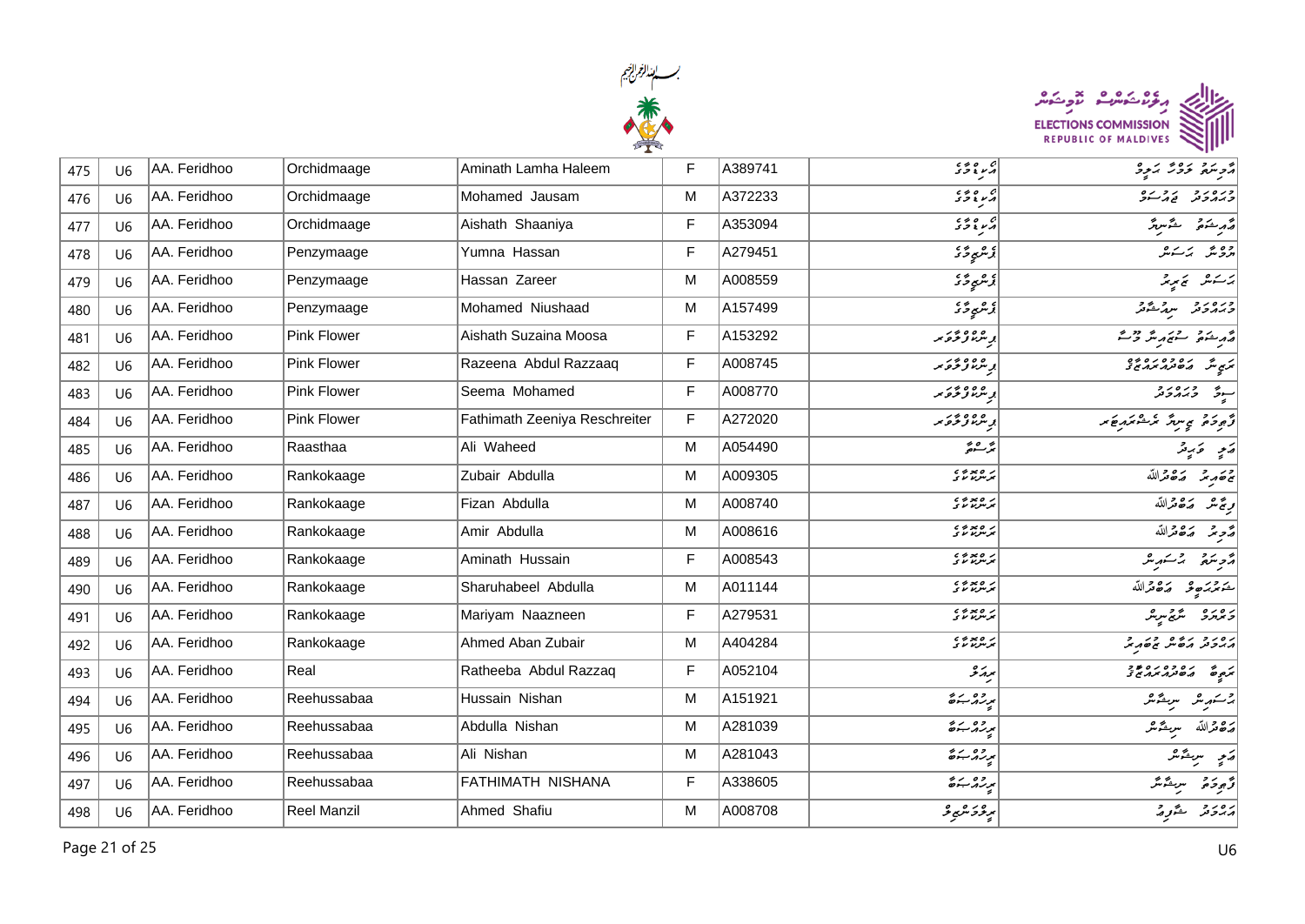| 475 | U6 | AA. Feridhoo | Orchidmaage | Aminath Lamha Haleem | F | A389741 | އޯކިޑްމާގެ | އާމިނަތު ލަމްހާ ހަލީމް |
|---|---|---|---|---|---|---|---|---|
| 476 | U6 | AA. Feridhoo | Orchidmaage | Mohamed Jausam | M | A372233 | އޯކިޑްމާގެ | މުޙައްމަދު ޖައުސަމް |
| 477 | U6 | AA. Feridhoo | Orchidmaage | Aishath Shaaniya | F | A353094 | އޯކިޑްމާގެ | އާއިޝަތު ޝާނިޔާ |
| 478 | U6 | AA. Feridhoo | Penzymaage | Yumna Hassan | F | A279451 | ޕެންޒީމާގެ | ޔުމްނާ ހަސަން |
| 479 | U6 | AA. Feridhoo | Penzymaage | Hassan Zareer | M | A008559 | ޕެންޒީމާގެ | ހަސަން ޒަރީރު |
| 480 | U6 | AA. Feridhoo | Penzymaage | Mohamed Niushaad | M | A157499 | ޕެންޒީމާގެ | މުޙައްމަދު ނިއުޝާދު |
| 481 | U6 | AA. Feridhoo | Pink Flower | Aishath Suzaina Moosa | F | A153292 | ޕިންކްފްލަވަރ | އާއިޝަތު ސުޒައިނާ މޫސާ |
| 482 | U6 | AA. Feridhoo | Pink Flower | Razeena Abdul Razzaaq | F | A008745 | ޕިންކްފްލަވަރ | ރަޒީނާ އަބްދުއްރައްޒާގު |
| 483 | U6 | AA. Feridhoo | Pink Flower | Seema Mohamed | F | A008770 | ޕިންކްފްލަވަރ | ސީމާ މުޙައްމަދު |
| 484 | U6 | AA. Feridhoo | Pink Flower | Fathimath Zeeniya Reschreiter | F | A272020 | ޕިންކްފްލަވަރ | ފާތިމަތު ޒީނިޔާ ރެޝްރައިޓަރ |
| 485 | U6 | AA. Feridhoo | Raasthaa | Ali Waheed | M | A054490 | ރާސްތާ | އަލި ވަހީދު |
| 486 | U6 | AA. Feridhoo | Rankokaage | Zubair Abdulla | M | A009305 | ރަންކޮކާގެ | ޒުބައިރު އަބްދުﷲ |
| 487 | U6 | AA. Feridhoo | Rankokaage | Fizan Abdulla | M | A008740 | ރަންކޮކާގެ | ފިޒާން އަބްދުﷲ |
| 488 | U6 | AA. Feridhoo | Rankokaage | Amir Abdulla | M | A008616 | ރަންކޮކާގެ | އާމިރު އަބްދުﷲ |
| 489 | U6 | AA. Feridhoo | Rankokaage | Aminath Hussain | F | A008543 | ރަންކޮކާގެ | އާމިނަތު ހުސައިން |
| 490 | U6 | AA. Feridhoo | Rankokaage | Sharuhabeel Abdulla | M | A011144 | ރަންކޮކާގެ | ޝަރުޙަބީލް އަބްދުﷲ |
| 491 | U6 | AA. Feridhoo | Rankokaage | Mariyam Naazneen | F | A279531 | ރަންކޮކާގެ | މަރިޔަމް ނާޒްނީން |
| 492 | U6 | AA. Feridhoo | Rankokaage | Ahmed Aban Zubair | M | A404284 | ރަންކޮކާގެ | އަޙްމަދު އަބާން ޒުބައިރު |
| 493 | U6 | AA. Feridhoo | Real | Ratheeba Abdul Razzaq | F | A052104 | ރިއަލް | ރަތީބާ އަބްދުއްރައްޒާގު |
| 494 | U6 | AA. Feridhoo | Reehussabaa | Hussain Nishan | M | A151921 | ރީހުއްސަބާ | ހުސައިން ނިޝާން |
| 495 | U6 | AA. Feridhoo | Reehussabaa | Abdulla Nishan | M | A281039 | ރީހުއްސަބާ | އަބްދުﷲ ނިޝާން |
| 496 | U6 | AA. Feridhoo | Reehussabaa | Ali Nishan | M | A281043 | ރީހުއްސަބާ | އަލި ނިޝާން |
| 497 | U6 | AA. Feridhoo | Reehussabaa | FATHIMATH NISHANA | F | A338605 | ރީހުއްސަބާ | ފާތިމަތު ނިޝާނާ |
| 498 | U6 | AA. Feridhoo | Reel Manzil | Ahmed Shafiu | M | A008708 | ރީލްމަންޒިލް | އަޙްމަދު ޝާފިއު |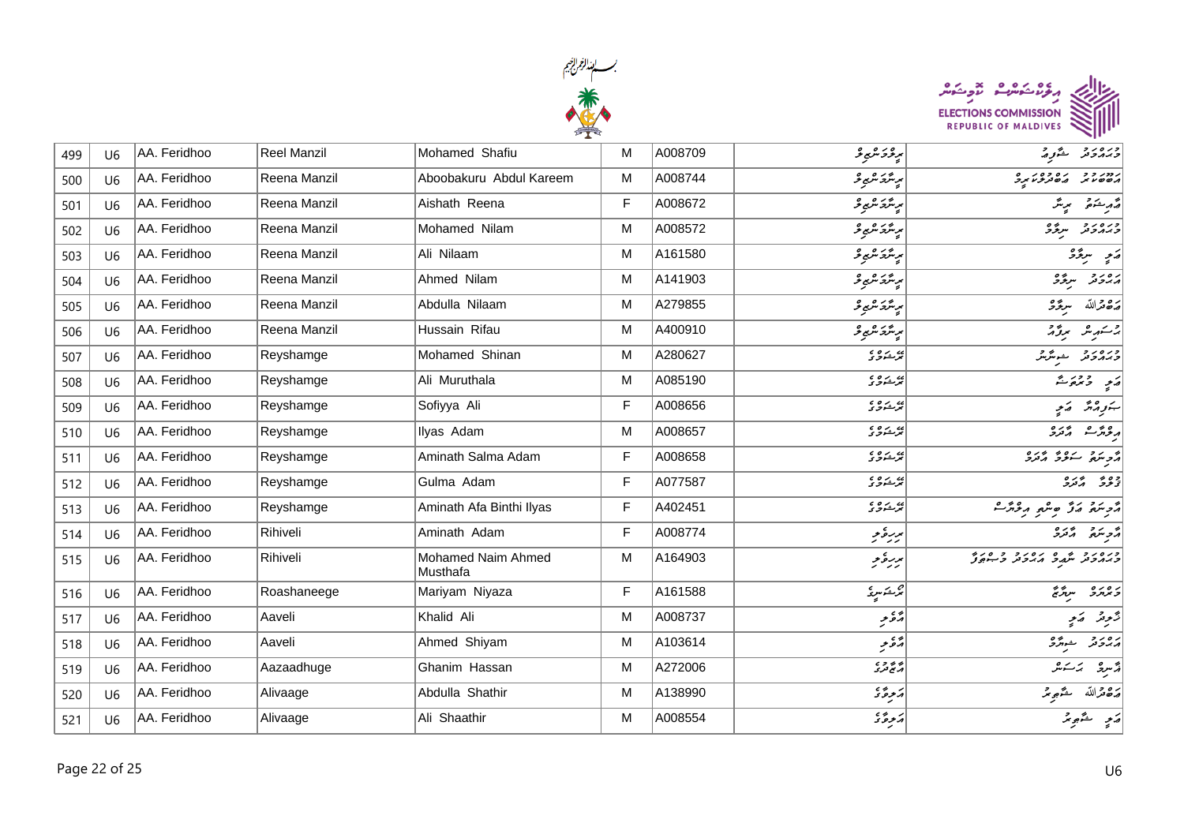| 499 | U6 | AA. Feridhoo | Reel Manzil | Mohamed Shafiu | M | A008709 | ރީލްމަންޒިލް | މުޙައްމަދު ޝާފިއު |
|---|---|---|---|---|---|---|---|---|
| 500 | U6 | AA. Feridhoo | Reena Manzil | Aboobakuru Abdul Kareem | M | A008744 | ރީނާމަންޒިލް | އަބޫބަކުރު އަބްދުލްކަރީމް |
| 501 | U6 | AA. Feridhoo | Reena Manzil | Aishath Reena | F | A008672 | ރީނާމަންޒިލް | އައިޝަތު ރީނާ |
| 502 | U6 | AA. Feridhoo | Reena Manzil | Mohamed Nilam | M | A008572 | ރީނާމަންޒިލް | މުޙައްމަދު ނިލާމް |
| 503 | U6 | AA. Feridhoo | Reena Manzil | Ali Nilaam | M | A161580 | ރީނާމަންޒިލް | އަލި ނިލާމް |
| 504 | U6 | AA. Feridhoo | Reena Manzil | Ahmed Nilam | M | A141903 | ރީނާމަންޒިލް | އަޙްމަދު ނިލާމް |
| 505 | U6 | AA. Feridhoo | Reena Manzil | Abdulla Nilaam | M | A279855 | ރީނާމަންޒިލް | އަބްދުﷲ ނިލާމް |
| 506 | U6 | AA. Feridhoo | Reena Manzil | Hussain Rifau | M | A400910 | ރީނާމަންޒިލް | ޙުސައިން ރިފާއު |
| 507 | U6 | AA. Feridhoo | Reyshamge | Mohamed Shinan | M | A280627 | ރޭޝަމްގެ | މުޙައްމަދު ޝިނާން |
| 508 | U6 | AA. Feridhoo | Reyshamge | Ali Muruthala | M | A085190 | ރޭޝަމްގެ | އަލި މުރުތަލާ |
| 509 | U6 | AA. Feridhoo | Reyshamge | Sofiyya Ali | F | A008656 | ރޭޝަމްގެ | ސޯފިއްޔާ އަލި |
| 510 | U6 | AA. Feridhoo | Reyshamge | Ilyas Adam | M | A008657 | ރޭޝަމްގެ | އިލްޔާސް އާދަމް |
| 511 | U6 | AA. Feridhoo | Reyshamge | Aminath Salma Adam | F | A008658 | ރޭޝަމްގެ | އާމިނަތު ސަލްމާ އާދަމް |
| 512 | U6 | AA. Feridhoo | Reyshamge | Gulma Adam | F | A077587 | ރޭޝަމްގެ | ގުލްމާ އާދަމް |
| 513 | U6 | AA. Feridhoo | Reyshamge | Aminath Afa Binthi Ilyas | F | A402451 | ރޭޝަމްގެ | އާމިނަތު އަފާ ބިންތި އިލްޔާސް |
| 514 | U6 | AA. Feridhoo | Rihiveli | Aminath Adam | F | A008774 | ރިހިވެލި | އާމިނަތު އާދަމް |
| 515 | U6 | AA. Feridhoo | Rihiveli | Mohamed Naim Ahmed Musthafa | M | A164903 | ރިހިވެލި | މުޙައްމަދު ނާއިމް އަޙްމަދު މުސްތަފާ |
| 516 | U6 | AA. Feridhoo | Roashaneege | Mariyam Niyaza | F | A161588 | ރޯޝަނީގެ | މަރިޔަމް ނިޔާޒާ |
| 517 | U6 | AA. Feridhoo | Aaveli | Khalid Ali | M | A008737 | އާވެލި | ޚާލިދު އަލި |
| 518 | U6 | AA. Feridhoo | Aaveli | Ahmed Shiyam | M | A103614 | އާވެލި | އަޙްމަދު ޝިޔާމް |
| 519 | U6 | AA. Feridhoo | Aazaadhuge | Ghanim Hassan | M | A272006 | އާޒާދުގެ | ޣާނިމް ޙަސަން |
| 520 | U6 | AA. Feridhoo | Alivaage | Abdulla Shathir | M | A138990 | އަލިވާގެ | އަބްދުﷲ ޝާތިރު |
| 521 | U6 | AA. Feridhoo | Alivaage | Ali Shaathir | M | A008554 | އަލިވާގެ | އަލި ޝާތިރު |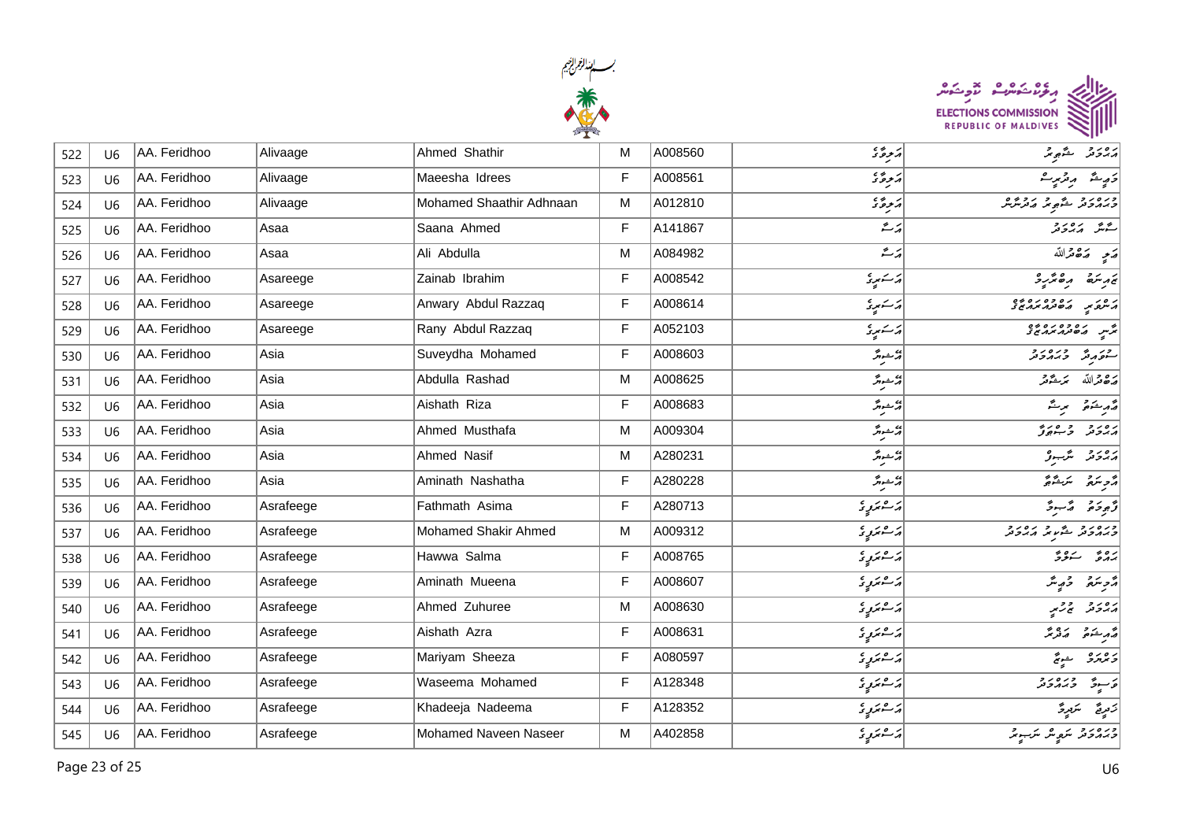| 522 | U6 | AA. Feridhoo | Alivaage | Ahmed Shathir | M | A008560 | އަލިވާގެ | އަހްމަދު ޝާތިރު |
|---|---|---|---|---|---|---|---|---|
| 523 | U6 | AA. Feridhoo | Alivaage | Maeesha Idrees | F | A008561 | އަލިވާގެ | މައީޝާ އިދުރީސް |
| 524 | U6 | AA. Feridhoo | Alivaage | Mohamed Shaathir Adhnaan | M | A012810 | އަލިވާގެ | މުހައްމަދު ޝާތިރު އަދުނާން |
| 525 | U6 | AA. Feridhoo | Asaa | Saana Ahmed | F | A141867 | އަސާ | ސާނާ އަހްމަދު |
| 526 | U6 | AA. Feridhoo | Asaa | Ali Abdulla | M | A084982 | އަސާ | އަލި އަބްދުﷲ |
| 527 | U6 | AA. Feridhoo | Asareege | Zainab Ibrahim | F | A008542 | އަސަރީގެ | ޒައިނަބު އިބްރާހިމް |
| 528 | U6 | AA. Feridhoo | Asareege | Anwary Abdul Razzaq | F | A008614 | އަސަރީގެ | އަންވަރީ އަބްދުއްރައްޒާގު |
| 529 | U6 | AA. Feridhoo | Asareege | Rany Abdul Razzaq | F | A052103 | އަސަރީގެ | ރާނީ އަބްދުއްރައްޒާގު |
| 530 | U6 | AA. Feridhoo | Asia | Suveydha Mohamed | F | A008603 | އޭޝިއާ | ސުވޭދާ މުހައްމަދު |
| 531 | U6 | AA. Feridhoo | Asia | Abdulla Rashad | M | A008625 | އޭޝިއާ | އަބްދުﷲ ރަޝާދު |
| 532 | U6 | AA. Feridhoo | Asia | Aishath Riza | F | A008683 | އޭޝިއާ | އައިޝަތު ރިޟާ |
| 533 | U6 | AA. Feridhoo | Asia | Ahmed Musthafa | M | A009304 | އޭޝިއާ | އަހްމަދު މުސްތަފާ |
| 534 | U6 | AA. Feridhoo | Asia | Ahmed Nasif | M | A280231 | އޭޝިއާ | އަހްމަދު ނާސިފު |
| 535 | U6 | AA. Feridhoo | Asia | Aminath Nashatha | F | A280228 | އޭޝިއާ | އާމިނަތު ނަޝާތާ |
| 536 | U6 | AA. Feridhoo | Asrafeege | Fathmath Asima | F | A280713 | އަސްރަފީގެ | ފާތިމަތު އާސިމާ |
| 537 | U6 | AA. Feridhoo | Asrafeege | Mohamed Shakir Ahmed | M | A009312 | އަސްރަފީގެ | މުހައްމަދު ޝާކިރު އަހްމަދު |
| 538 | U6 | AA. Feridhoo | Asrafeege | Hawwa Salma | F | A008765 | އަސްރަފީގެ | ހައްވާ ސަލްމާ |
| 539 | U6 | AA. Feridhoo | Asrafeege | Aminath Mueena | F | A008607 | އަސްރަފީގެ | އާމިނަތު މުއީނާ |
| 540 | U6 | AA. Feridhoo | Asrafeege | Ahmed Zuhuree | M | A008630 | އަސްރަފީގެ | އަހްމަދު ޒުހުރީ |
| 541 | U6 | AA. Feridhoo | Asrafeege | Aishath Azra | F | A008631 | އަސްރަފީގެ | އައިޝަތު އަޒްރާ |
| 542 | U6 | AA. Feridhoo | Asrafeege | Mariyam Sheeza | F | A080597 | އަސްރަފީގެ | މަރިޔަމް ޝީޒާ |
| 543 | U6 | AA. Feridhoo | Asrafeege | Waseema Mohamed | F | A128348 | އަސްރަފީގެ | ވަސީމާ މުހައްމަދު |
| 544 | U6 | AA. Feridhoo | Asrafeege | Khadeeja Nadeema | F | A128352 | އަސްރަފީގެ | ޚަދީޖާ ނަދީމާ |
| 545 | U6 | AA. Feridhoo | Asrafeege | Mohamed Naveen Naseer | M | A402858 | އަސްރަފީގެ | މުހައްމަދު ނަވީން ނަސީރު |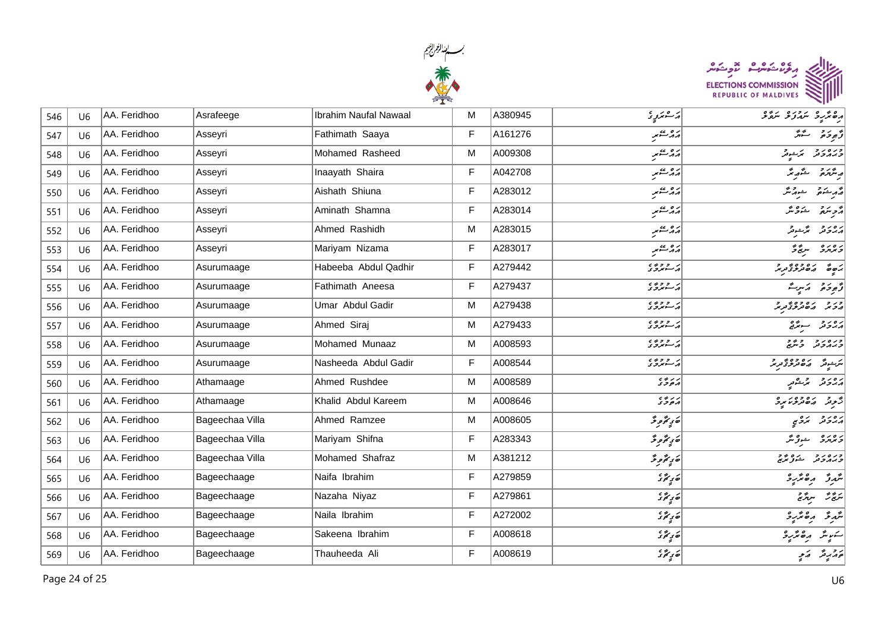| 546 | U6 | AA. Feridhoo | Asrafeege | Ibrahim Naufal Nawaal | M | A380945 | އަސްރަފީގެ | އިބްރާހީމް ނައުފަލް ނަވާލް |
|---|---|---|---|---|---|---|---|---|
| 547 | U6 | AA. Feridhoo | Asseyri | Fathimath Saaya | F | A161276 | އައްސޭރި | ފާތިމަތު ސާޔާ |
| 548 | U6 | AA. Feridhoo | Asseyri | Mohamed Rasheed | M | A009308 | އައްސޭރި | މުޙައްމަދު ރަޝީދު |
| 549 | U6 | AA. Feridhoo | Asseyri | Inaayath Shaira | F | A042708 | އައްސޭރި | އިނާޔަތު ޝާއިރާ |
| 550 | U6 | AA. Feridhoo | Asseyri | Aishath Shiuna | F | A283012 | އައްސޭރި | އާއިޝަތު ޝިއުނާ |
| 551 | U6 | AA. Feridhoo | Asseyri | Aminath Shamna | F | A283014 | އައްސޭރި | އާމިނަތު ޝަމްނާ |
| 552 | U6 | AA. Feridhoo | Asseyri | Ahmed Rashidh | M | A283015 | އައްސޭރި | އަޙްމަދު ރާޝިދު |
| 553 | U6 | AA. Feridhoo | Asseyri | Mariyam Nizama | F | A283017 | އައްސޭރި | މަރިޔަމް ނިޒާމާ |
| 554 | U6 | AA. Feridhoo | Asurumaage | Habeeba Abdul Qadhir | F | A279442 | އަސުރުމާގެ | ހަބީބާ އަބްދުލްޤާދިރު |
| 555 | U6 | AA. Feridhoo | Asurumaage | Fathimath Aneesa | F | A279437 | އަސުރުމާގެ | ފާތިމަތު އަނީސާ |
| 556 | U6 | AA. Feridhoo | Asurumaage | Umar Abdul Gadir | M | A279438 | އަސުރުމާގެ | ޢުމަރު އަބްދުލްޤާދިރު |
| 557 | U6 | AA. Feridhoo | Asurumaage | Ahmed Siraj | M | A279433 | އަސުރުމާގެ | އަޙްމަދު ސިރާޖް |
| 558 | U6 | AA. Feridhoo | Asurumaage | Mohamed Munaaz | M | A008593 | އަސުރުމާގެ | މުޙައްމަދު މުނާޒް |
| 559 | U6 | AA. Feridhoo | Asurumaage | Nasheeda Abdul Gadir | F | A008544 | އަސުރުމާގެ | ނަޝީދާ އަބްދުލްޤާދިރު |
| 560 | U6 | AA. Feridhoo | Athamaage | Ahmed Rushdee | M | A008589 | އަތަމާގެ | އަޙްމަދު ރުޝްދީ |
| 561 | U6 | AA. Feridhoo | Athamaage | Khalid Abdul Kareem | M | A008646 | އަތަމާގެ | ޚާލިދު އަބްދުލްކަރީމް |
| 562 | U6 | AA. Feridhoo | Bageechaa Villa | Ahmed Ramzee | M | A008605 | ބަގީޗާވިލާ | އަޙްމަދު ރަމްޒީ |
| 563 | U6 | AA. Feridhoo | Bageechaa Villa | Mariyam Shifna | F | A283343 | ބަގީޗާވިލާ | މަރިޔަމް ޝިފްނާ |
| 564 | U6 | AA. Feridhoo | Bageechaa Villa | Mohamed Shafraz | M | A381212 | ބަގީޗާވިލާ | މުޙައްމަދު ޝަފްރާޒް |
| 565 | U6 | AA. Feridhoo | Bageechaage | Naifa Ibrahim | F | A279859 | ބަގީޗާގެ | ނާއިފާ އިބްރާހީމް |
| 566 | U6 | AA. Feridhoo | Bageechaage | Nazaha Niyaz | F | A279861 | ބަގީޗާގެ | ނަޒާހާ ނިޔާޒް |
| 567 | U6 | AA. Feridhoo | Bageechaage | Naila Ibrahim | F | A272002 | ބަގީޗާގެ | ނާއިލާ އިބްރާހީމް |
| 568 | U6 | AA. Feridhoo | Bageechaage | Sakeena Ibrahim | F | A008618 | ބަގީޗާގެ | ސަކީނާ އިބްރާހީމް |
| 569 | U6 | AA. Feridhoo | Bageechaage | Thauheeda Ali | F | A008619 | ބަގީޗާގެ | ތައުހީދާ އަލި |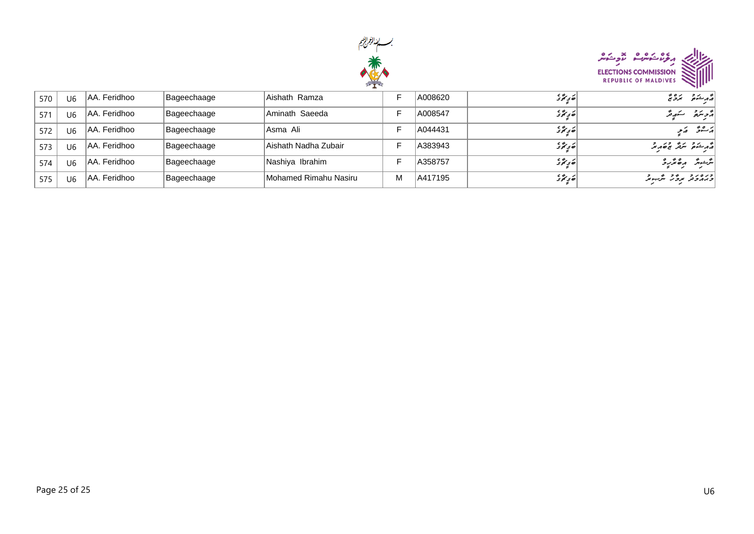| | | | | | | | | |
|---|---|---|---|---|---|---|---|---|
| 570 | U6 | AA. Feridhoo | Bageechaage | Aishath Ramza | F | A008620 | ބަގީޗާގެ | އައިޝަތު ރަމްޒާ |
| 571 | U6 | AA. Feridhoo | Bageechaage | Aminath Saeeda | F | A008547 | ބަގީޗާގެ | އާމިނަތު ސައީދާ |
| 572 | U6 | AA. Feridhoo | Bageechaage | Asma Ali | F | A044431 | ބަގީޗާގެ | އަސްމާ އަލި |
| 573 | U6 | AA. Feridhoo | Bageechaage | Aishath Nadha Zubair | F | A383943 | ބަގީޗާގެ | އައިޝަތު ނަދާ ޒުބައިރު |
| 574 | U6 | AA. Feridhoo | Bageechaage | Nashiya Ibrahim | F | A358757 | ބަގީޗާގެ | ނާޝިޔާ އިބްރާހީމް |
| 575 | U6 | AA. Feridhoo | Bageechaage | Mohamed Rimahu Nasiru | M | A417195 | ބަގީޗާގެ | މުހައްމަދު ރިމާހު ނާސިރު |